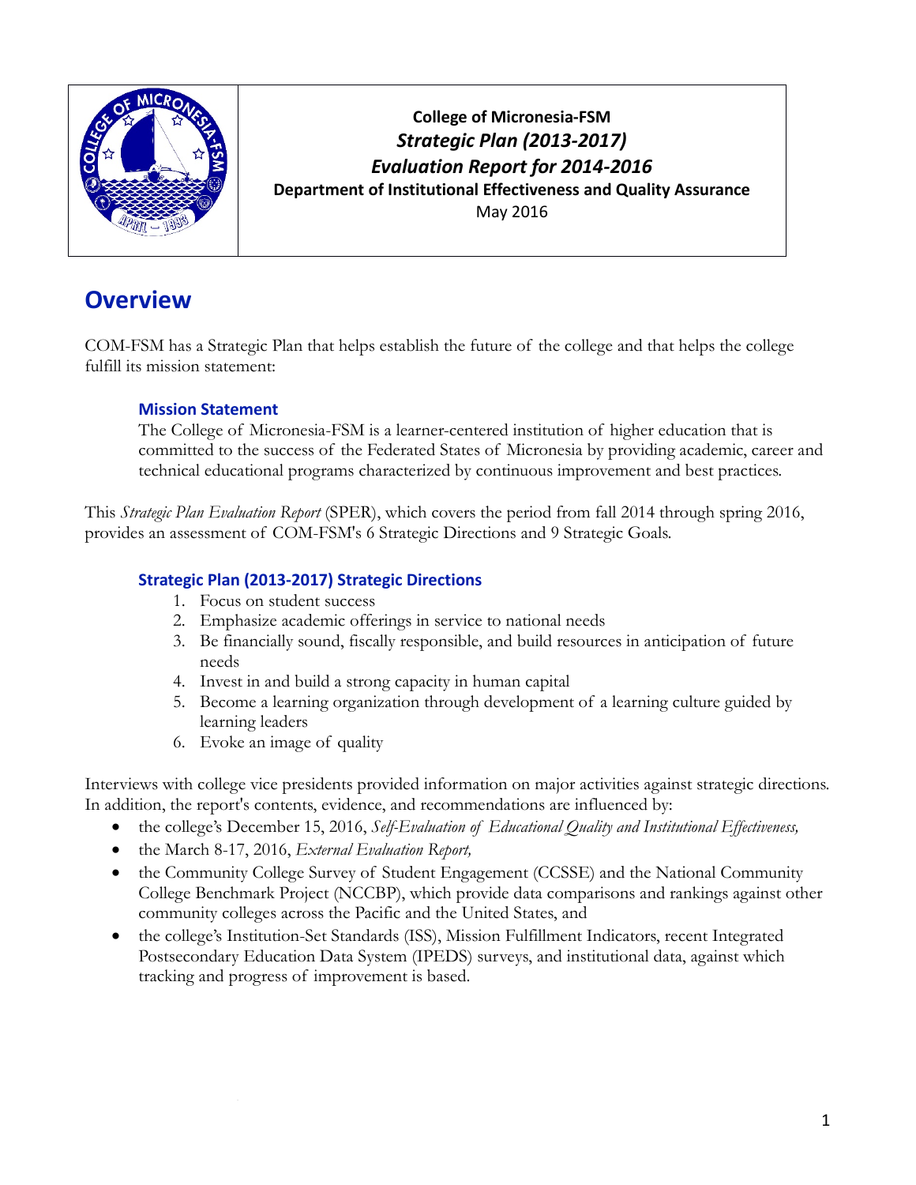**College of Micronesia-FSM**

***Strategic Plan (2013-2017)***

***Evaluation Report for 2014-2016***

**Department of Institutional Effectiveness and Quality Assurance**

May 2016

# Overview

COM-FSM has a Strategic Plan that helps establish the future of the college and that helps the college fulfill its mission statement:

### Mission Statement

The College of Micronesia-FSM is a learner-centered institution of higher education that is committed to the success of the Federated States of Micronesia by providing academic, career and technical educational programs characterized by continuous improvement and best practices.

This *Strategic Plan Evaluation Report* (SPER), which covers the period from fall 2014 through spring 2016, provides an assessment of COM-FSM's 6 Strategic Directions and 9 Strategic Goals.

### Strategic Plan (2013-2017) Strategic Directions

1. Focus on student success
2. Emphasize academic offerings in service to national needs
3. Be financially sound, fiscally responsible, and build resources in anticipation of future needs
4. Invest in and build a strong capacity in human capital
5. Become a learning organization through development of a learning culture guided by learning leaders
6. Evoke an image of quality

Interviews with college vice presidents provided information on major activities against strategic directions. In addition, the report's contents, evidence, and recommendations are influenced by:

- the college's December 15, 2016, *Self-Evaluation of Educational Quality and Institutional Effectiveness,*
- the March 8-17, 2016, *External Evaluation Report,*
- the Community College Survey of Student Engagement (CCSSE) and the National Community College Benchmark Project (NCCBP), which provide data comparisons and rankings against other community colleges across the Pacific and the United States, and
- the college's Institution-Set Standards (ISS), Mission Fulfillment Indicators, recent Integrated Postsecondary Education Data System (IPEDS) surveys, and institutional data, against which tracking and progress of improvement is based.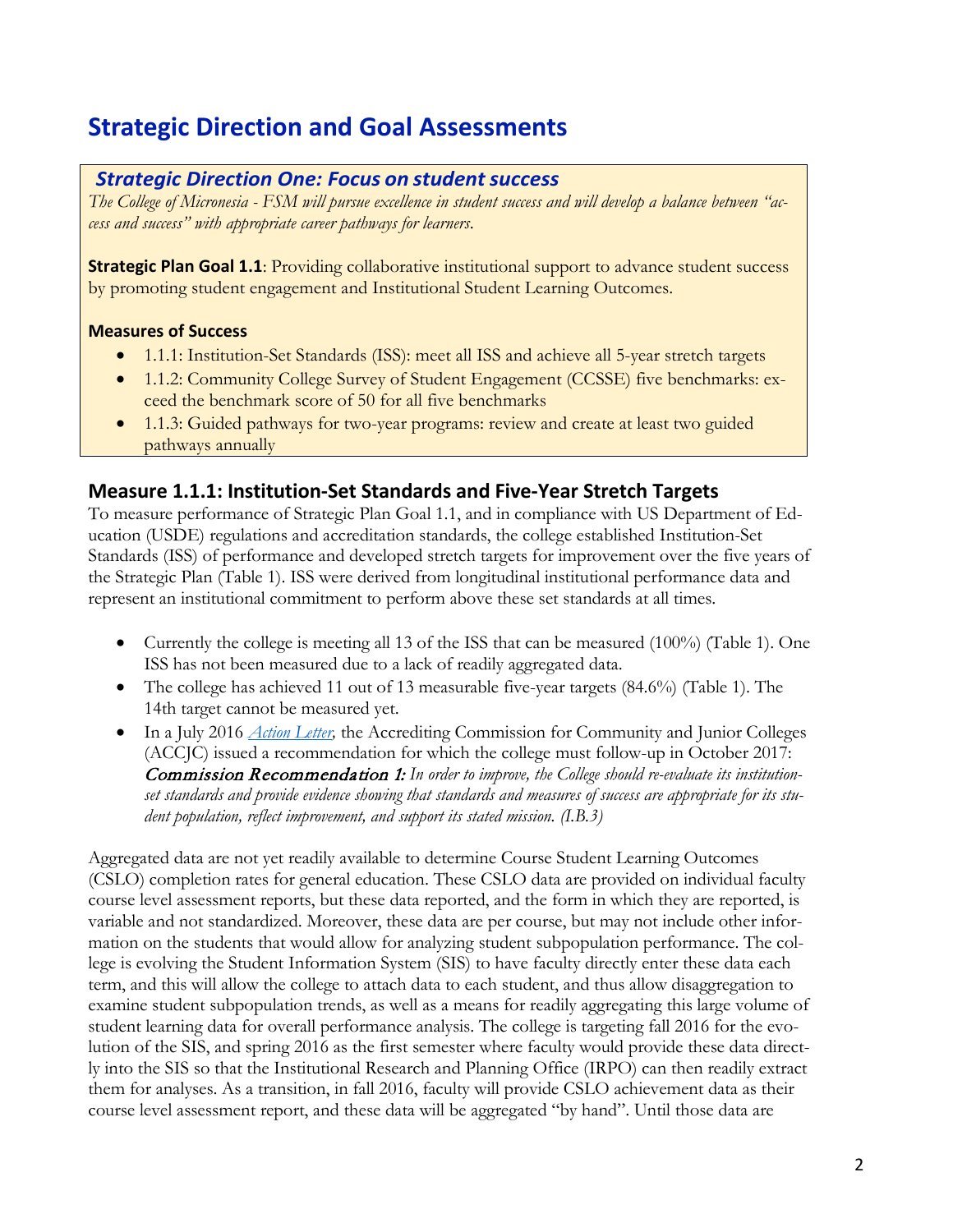# Strategic Direction and Goal Assessments

## *Strategic Direction One: Focus on student success*

*The College of Micronesia - FSM will pursue excellence in student success and will develop a balance between "access and success" with appropriate career pathways for learners.*

**Strategic Plan Goal 1.1**: Providing collaborative institutional support to advance student success by promoting student engagement and Institutional Student Learning Outcomes.

**Measures of Success**

- 1.1.1: Institution-Set Standards (ISS): meet all ISS and achieve all 5-year stretch targets
- 1.1.2: Community College Survey of Student Engagement (CCSSE) five benchmarks: exceed the benchmark score of 50 for all five benchmarks
- 1.1.3: Guided pathways for two-year programs: review and create at least two guided pathways annually

### Measure 1.1.1: Institution-Set Standards and Five-Year Stretch Targets

To measure performance of Strategic Plan Goal 1.1, and in compliance with US Department of Education (USDE) regulations and accreditation standards, the college established Institution-Set Standards (ISS) of performance and developed stretch targets for improvement over the five years of the Strategic Plan (Table 1). ISS were derived from longitudinal institutional performance data and represent an institutional commitment to perform above these set standards at all times.

- Currently the college is meeting all 13 of the ISS that can be measured (100%) (Table 1). One ISS has not been measured due to a lack of readily aggregated data.
- The college has achieved 11 out of 13 measurable five-year targets (84.6%) (Table 1). The 14th target cannot be measured yet.
- In a July 2016 *Action Letter,* the Accrediting Commission for Community and Junior Colleges (ACCJC) issued a recommendation for which the college must follow-up in October 2017: ***Commission Recommendation 1:*** *In order to improve, the College should re-evaluate its institution-set standards and provide evidence showing that standards and measures of success are appropriate for its student population, reflect improvement, and support its stated mission. (I.B.3)*

Aggregated data are not yet readily available to determine Course Student Learning Outcomes (CSLO) completion rates for general education. These CSLO data are provided on individual faculty course level assessment reports, but these data reported, and the form in which they are reported, is variable and not standardized. Moreover, these data are per course, but may not include other information on the students that would allow for analyzing student subpopulation performance. The college is evolving the Student Information System (SIS) to have faculty directly enter these data each term, and this will allow the college to attach data to each student, and thus allow disaggregation to examine student subpopulation trends, as well as a means for readily aggregating this large volume of student learning data for overall performance analysis. The college is targeting fall 2016 for the evolution of the SIS, and spring 2016 as the first semester where faculty would provide these data directly into the SIS so that the Institutional Research and Planning Office (IRPO) can then readily extract them for analyses. As a transition, in fall 2016, faculty will provide CSLO achievement data as their course level assessment report, and these data will be aggregated "by hand". Until those data are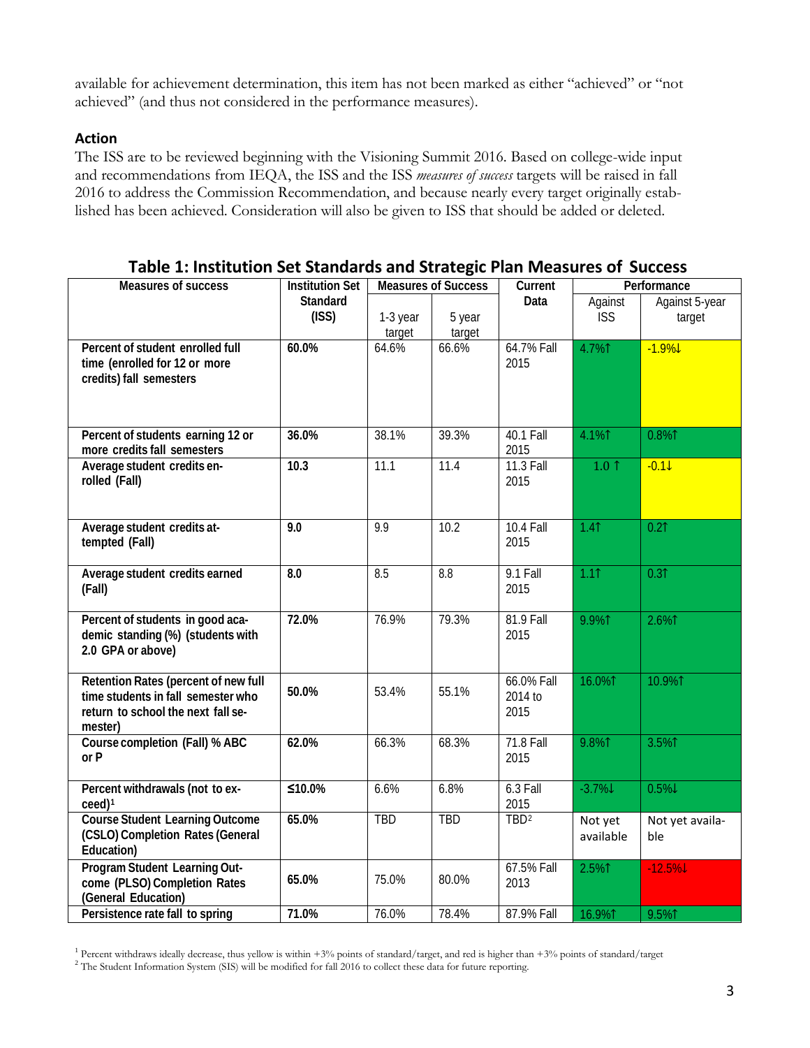available for achievement determination, this item has not been marked as either "achieved" or "not achieved" (and thus not considered in the performance measures).

### Action

The ISS are to be reviewed beginning with the Visioning Summit 2016. Based on college-wide input and recommendations from IEQA, the ISS and the ISS *measures of success* targets will be raised in fall 2016 to address the Commission Recommendation, and because nearly every target originally established has been achieved. Consideration will also be given to ISS that should be added or deleted.

**Table 1: Institution Set Standards and Strategic Plan Measures of Success**

| Measures of success | Institution Set Standard (ISS) | Measures of Success | | Current Data | Performance | |
|---|---|---|---|---|---|---|
| | | 1-3 year target | 5 year target | | Against ISS | Against 5-year target |
| **Percent of student enrolled full time (enrolled for 12 or more credits) fall semesters** | **60.0%** | 64.6% | 66.6% | 64.7% Fall 2015 | 4.7%↑ | -1.9%↓ |
| **Percent of students earning 12 or more credits fall semesters** | **36.0%** | 38.1% | 39.3% | 40.1 Fall 2015 | 4.1%↑ | 0.8%↑ |
| **Average student credits enrolled (Fall)** | **10.3** | 11.1 | 11.4 | 11.3 Fall 2015 | 1.0 ↑ | -0.1↓ |
| **Average student credits attempted (Fall)** | **9.0** | 9.9 | 10.2 | 10.4 Fall 2015 | 1.4↑ | 0.2↑ |
| **Average student credits earned (Fall)** | **8.0** | 8.5 | 8.8 | 9.1 Fall 2015 | 1.1↑ | 0.3↑ |
| **Percent of students in good academic standing (%) (students with 2.0 GPA or above)** | **72.0%** | 76.9% | 79.3% | 81.9 Fall 2015 | 9.9%↑ | 2.6%↑ |
| **Retention Rates (percent of new full time students in fall semester who return to school the next fall semester)** | **50.0%** | 53.4% | 55.1% | 66.0% Fall 2014 to 2015 | 16.0%↑ | 10.9%↑ |
| **Course completion (Fall) % ABC or P** | **62.0%** | 66.3% | 68.3% | 71.8 Fall 2015 | 9.8%↑ | 3.5%↑ |
| **Percent withdrawals (not to exceed)[1]** | **≤10.0%** | 6.6% | 6.8% | 6.3 Fall 2015 | -3.7%↓ | 0.5%↓ |
| **Course Student Learning Outcome (CSLO) Completion Rates (General Education)** | **65.0%** | TBD | TBD | TBD[2] | Not yet available | Not yet available |
| **Program Student Learning Outcome (PLSO) Completion Rates (General Education)** | **65.0%** | 75.0% | 80.0% | 67.5% Fall 2013 | 2.5%↑ | -12.5%↓ |
| **Persistence rate fall to spring** | **71.0%** | 76.0% | 78.4% | 87.9% Fall | 16.9%↑ | 9.5%↑ |

[1] Percent withdraws ideally decrease, thus yellow is within +3% points of standard/target, and red is higher than +3% points of standard/target

[2] The Student Information System (SIS) will be modified for fall 2016 to collect these data for future reporting.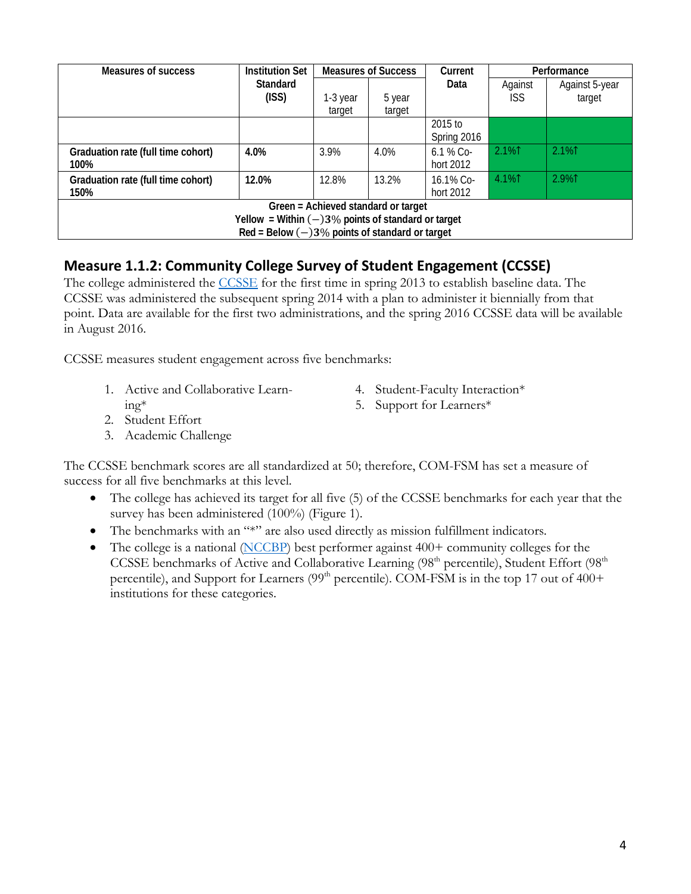| Measures of success | Institution Set Standard (ISS) | Measures of Success | | Current Data | Performance | |
|---|---|---|---|---|---|---|
| | | 1-3 year target | 5 year target | | Against ISS | Against 5-year target |
| | | | | 2015 to Spring 2016 | | |
| **Graduation rate (full time cohort) 100%** | **4.0%** | 3.9% | 4.0% | 6.1 % Cohort 2012 | 2.1%↑ | 2.1%↑ |
| **Graduation rate (full time cohort) 150%** | **12.0%** | 12.8% | 13.2% | 16.1% Cohort 2012 | 4.1%↑ | 2.9%↑ |
| **Green = Achieved standard or target<br>Yellow = Within (−)3% points of standard or target<br>Red = Below (−)3% points of standard or target** | | | | | | |

## Measure 1.1.2: Community College Survey of Student Engagement (CCSSE)

The college administered the CCSSE for the first time in spring 2013 to establish baseline data. The CCSSE was administered the subsequent spring 2014 with a plan to administer it biennially from that point. Data are available for the first two administrations, and the spring 2016 CCSSE data will be available in August 2016.

CCSSE measures student engagement across five benchmarks:

1. Active and Collaborative Learning*
2. Student Effort
3. Academic Challenge
4. Student-Faculty Interaction*
5. Support for Learners*

The CCSSE benchmark scores are all standardized at 50; therefore, COM-FSM has set a measure of success for all five benchmarks at this level.

- The college has achieved its target for all five (5) of the CCSSE benchmarks for each year that the survey has been administered (100%) (Figure 1).
- The benchmarks with an "*" are also used directly as mission fulfillment indicators.
- The college is a national (NCCBP) best performer against 400+ community colleges for the CCSSE benchmarks of Active and Collaborative Learning (98th percentile), Student Effort (98th percentile), and Support for Learners (99th percentile). COM-FSM is in the top 17 out of 400+ institutions for these categories.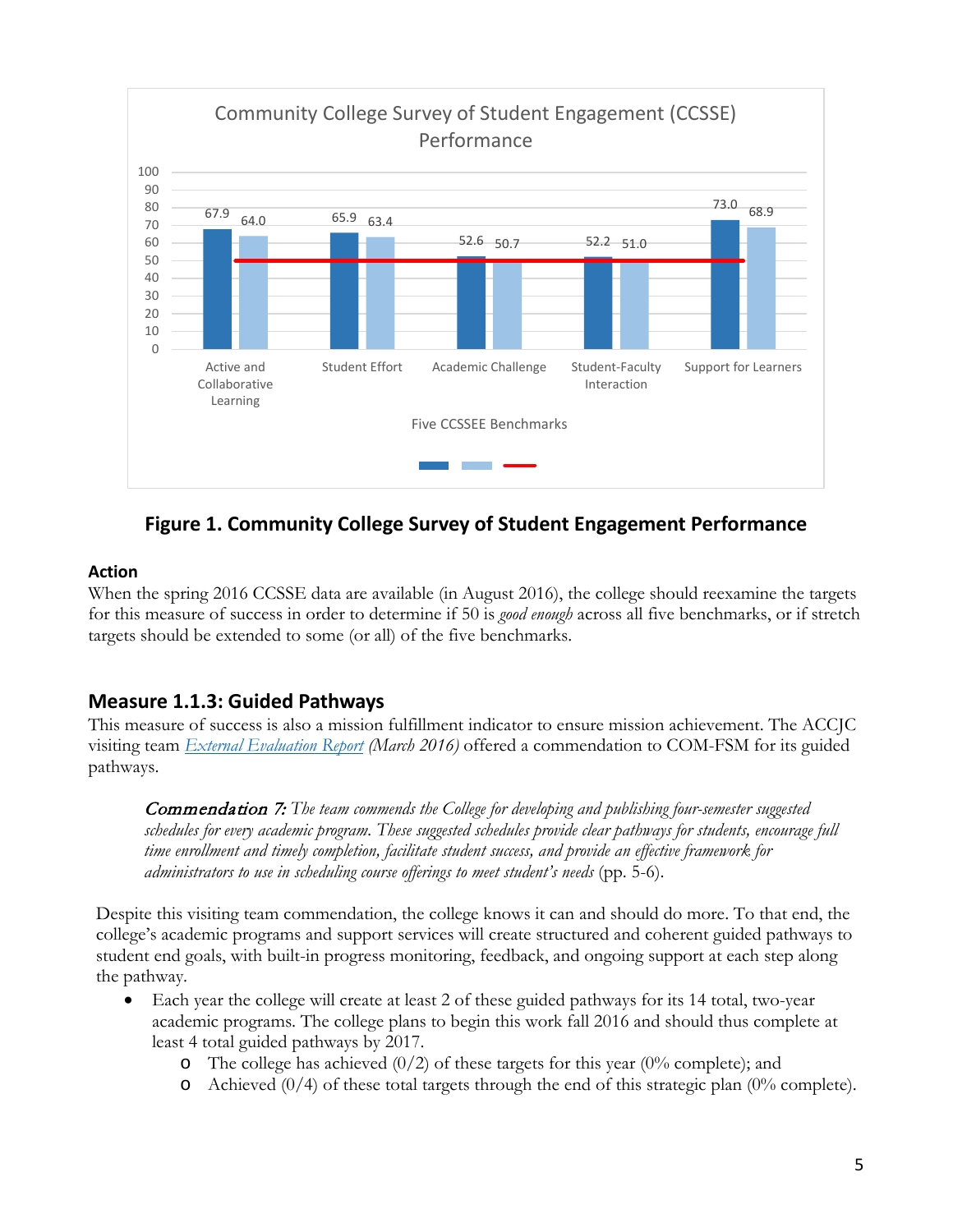**Community College Survey of Student Engagement (CCSSE) Performance**

| Five CCSSEE Benchmarks | | | |
|---|---|---|---|
| Active and Collaborative Learning | 67.9 | 64.0 | 50 |
| Student Effort | 65.9 | 63.4 | 50 |
| Academic Challenge | 52.6 | 50.7 | 50 |
| Student-Faculty Interaction | 52.2 | 51.0 | 50 |
| Support for Learners | 73.0 | 68.9 | 50 |

**Figure 1. Community College Survey of Student Engagement Performance**

#### Action

When the spring 2016 CCSSE data are available (in August 2016), the college should reexamine the targets for this measure of success in order to determine if 50 is *good enough* across all five benchmarks, or if stretch targets should be extended to some (or all) of the five benchmarks.

### Measure 1.1.3: Guided Pathways

This measure of success is also a mission fulfillment indicator to ensure mission achievement. The ACCJC visiting team *External Evaluation Report (March 2016)* offered a commendation to COM-FSM for its guided pathways.

> *Commendation 7: The team commends the College for developing and publishing four-semester suggested schedules for every academic program. These suggested schedules provide clear pathways for students, encourage full time enrollment and timely completion, facilitate student success, and provide an effective framework for administrators to use in scheduling course offerings to meet student's needs* (pp. 5-6).

Despite this visiting team commendation, the college knows it can and should do more. To that end, the college's academic programs and support services will create structured and coherent guided pathways to student end goals, with built-in progress monitoring, feedback, and ongoing support at each step along the pathway.

- Each year the college will create at least 2 of these guided pathways for its 14 total, two-year academic programs. The college plans to begin this work fall 2016 and should thus complete at least 4 total guided pathways by 2017.
  - The college has achieved (0/2) of these targets for this year (0% complete); and
  - Achieved (0/4) of these total targets through the end of this strategic plan (0% complete).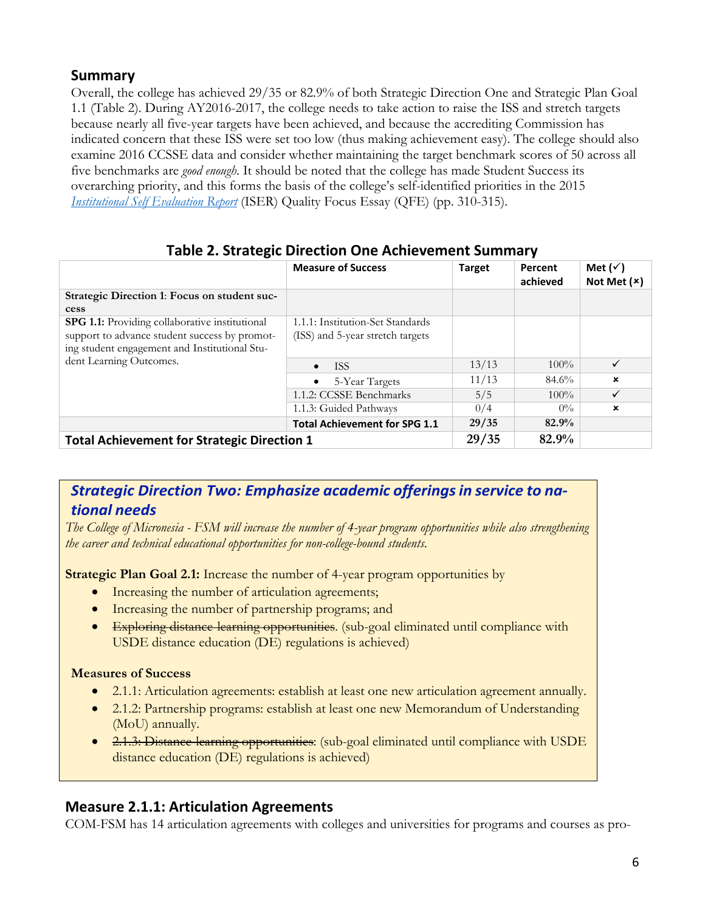## Summary

Overall, the college has achieved 29/35 or 82.9% of both Strategic Direction One and Strategic Plan Goal 1.1 (Table 2). During AY2016-2017, the college needs to take action to raise the ISS and stretch targets because nearly all five-year targets have been achieved, and because the accrediting Commission has indicated concern that these ISS were set too low (thus making achievement easy). The college should also examine 2016 CCSSE data and consider whether maintaining the target benchmark scores of 50 across all five benchmarks are *good enough*. It should be noted that the college has made Student Success its overarching priority, and this forms the basis of the college's self-identified priorities in the 2015 *Institutional Self Evaluation Report* (ISER) Quality Focus Essay (QFE) (pp. 310-315).

### Table 2. Strategic Direction One Achievement Summary

| | Measure of Success | Target | Percent achieved | Met (✓) Not Met (×) |
|---|---|---|---|---|
| **Strategic Direction 1**: Focus on student success | | | | |
| **SPG 1.1:** Providing collaborative institutional support to advance student success by promoting student engagement and Institutional Student Learning Outcomes. | 1.1.1: Institution-Set Standards (ISS) and 5-year stretch targets | | | |
| | • ISS | 13/13 | 100% | ✓ |
| | • 5-Year Targets | 11/13 | 84.6% | × |
| | 1.1.2: CCSSE Benchmarks | 5/5 | 100% | ✓ |
| | 1.1.3: Guided Pathways | 0/4 | 0% | × |
| | **Total Achievement for SPG 1.1** | **29/35** | **82.9%** | |
| **Total Achievement for Strategic Direction 1** | | **29/35** | **82.9%** | |

## *Strategic Direction Two: Emphasize academic offerings in service to national needs*

*The College of Micronesia - FSM will increase the number of 4-year program opportunities while also strengthening the career and technical educational opportunities for non-college-bound students.*

**Strategic Plan Goal 2.1:** Increase the number of 4-year program opportunities by

- Increasing the number of articulation agreements;
- Increasing the number of partnership programs; and
- ~~Exploring distance learning opportunities~~. (sub-goal eliminated until compliance with USDE distance education (DE) regulations is achieved)

**Measures of Success**

- 2.1.1: Articulation agreements: establish at least one new articulation agreement annually.
- 2.1.2: Partnership programs: establish at least one new Memorandum of Understanding (MoU) annually.
- ~~2.1.3: Distance learning opportunities~~: (sub-goal eliminated until compliance with USDE distance education (DE) regulations is achieved)

## Measure 2.1.1: Articulation Agreements

COM-FSM has 14 articulation agreements with colleges and universities for programs and courses as pro-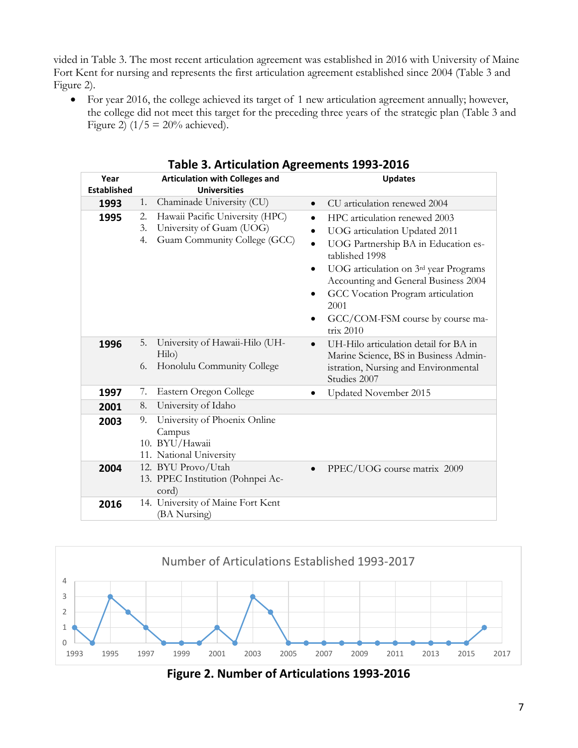vided in Table 3. The most recent articulation agreement was established in 2016 with University of Maine Fort Kent for nursing and represents the first articulation agreement established since 2004 (Table 3 and Figure 2).

- For year 2016, the college achieved its target of 1 new articulation agreement annually; however, the college did not meet this target for the preceding three years of the strategic plan (Table 3 and Figure 2) (1/5 = 20% achieved).

**Table 3. Articulation Agreements 1993-2016**

| Year Established | Articulation with Colleges and Universities | Updates |
|---|---|---|
| 1993 | 1. Chaminade University (CU) | • CU articulation renewed 2004 |
| 1995 | 2. Hawaii Pacific University (HPC)<br>3. University of Guam (UOG)<br>4. Guam Community College (GCC) | • HPC articulation renewed 2003<br>• UOG articulation Updated 2011<br>• UOG Partnership BA in Education established 1998<br>• UOG articulation on 3rd year Programs Accounting and General Business 2004<br>• GCC Vocation Program articulation 2001<br>• GCC/COM-FSM course by course matrix 2010 |
| 1996 | 5. University of Hawaii-Hilo (UH-Hilo)<br>6. Honolulu Community College | • UH-Hilo articulation detail for BA in Marine Science, BS in Business Administration, Nursing and Environmental Studies 2007 |
| 1997 | 7. Eastern Oregon College | • Updated November 2015 |
| 2001 | 8. University of Idaho | |
| 2003 | 9. University of Phoenix Online Campus<br>10. BYU/Hawaii<br>11. National University | |
| 2004 | 12. BYU Provo/Utah<br>13. PPEC Institution (Pohnpei Accord) | • PPEC/UOG course matrix 2009 |
| 2016 | 14. University of Maine Fort Kent (BA Nursing) | |

Figure 2. Number of Articulations 1993-2016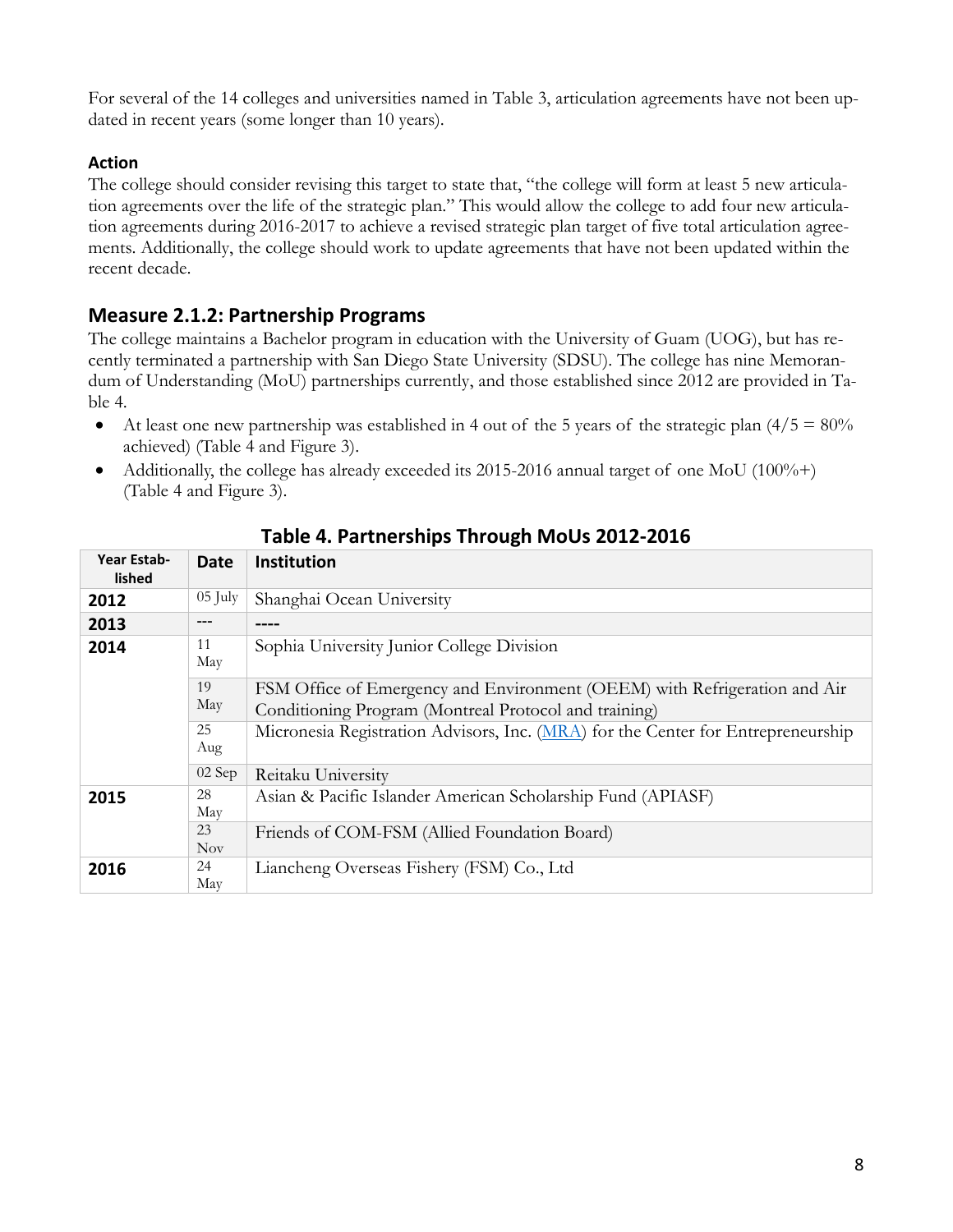For several of the 14 colleges and universities named in Table 3, articulation agreements have not been updated in recent years (some longer than 10 years).

#### Action

The college should consider revising this target to state that, "the college will form at least 5 new articulation agreements over the life of the strategic plan." This would allow the college to add four new articulation agreements during 2016-2017 to achieve a revised strategic plan target of five total articulation agreements. Additionally, the college should work to update agreements that have not been updated within the recent decade.

### Measure 2.1.2: Partnership Programs

The college maintains a Bachelor program in education with the University of Guam (UOG), but has recently terminated a partnership with San Diego State University (SDSU). The college has nine Memorandum of Understanding (MoU) partnerships currently, and those established since 2012 are provided in Table 4.

- At least one new partnership was established in 4 out of the 5 years of the strategic plan (4/5 = 80% achieved) (Table 4 and Figure 3).
- Additionally, the college has already exceeded its 2015-2016 annual target of one MoU (100%+) (Table 4 and Figure 3).

**Table 4. Partnerships Through MoUs 2012-2016**

| Year Established | Date | Institution |
|---|---|---|
| **2012** | 05 July | Shanghai Ocean University |
| **2013** | --- | ---- |
| **2014** | 11 May | Sophia University Junior College Division |
| | 19 May | FSM Office of Emergency and Environment (OEEM) with Refrigeration and Air Conditioning Program (Montreal Protocol and training) |
| | 25 Aug | Micronesia Registration Advisors, Inc. (MRA) for the Center for Entrepreneurship |
| | 02 Sep | Reitaku University |
| **2015** | 28 May | Asian & Pacific Islander American Scholarship Fund (APIASF) |
| | 23 Nov | Friends of COM-FSM (Allied Foundation Board) |
| **2016** | 24 May | Liancheng Overseas Fishery (FSM) Co., Ltd |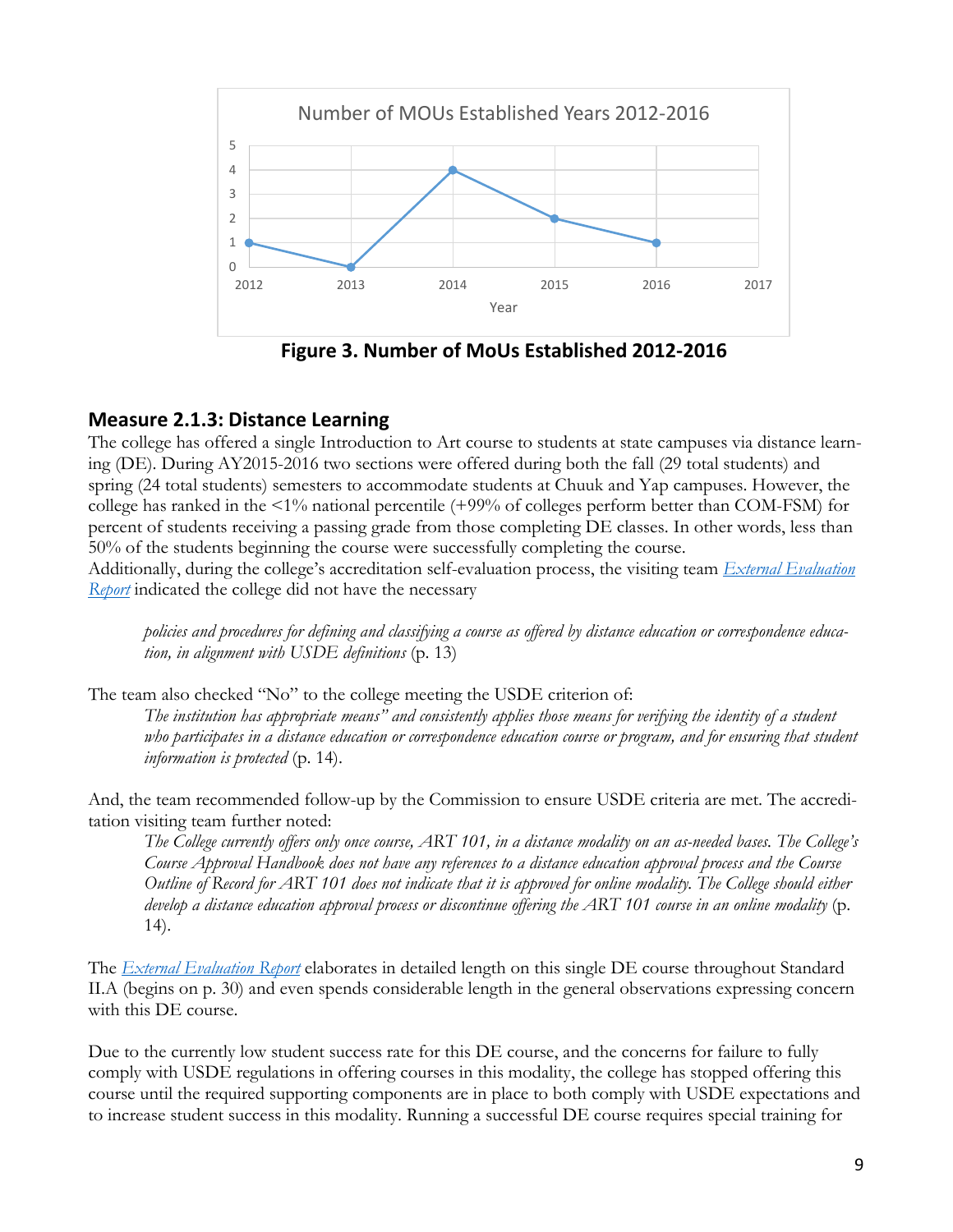Number of MOUs Established Years 2012-2016

**Figure 3. Number of MoUs Established 2012-2016**

## Measure 2.1.3: Distance Learning

The college has offered a single Introduction to Art course to students at state campuses via distance learning (DE). During AY2015-2016 two sections were offered during both the fall (29 total students) and spring (24 total students) semesters to accommodate students at Chuuk and Yap campuses. However, the college has ranked in the <1% national percentile (+99% of colleges perform better than COM-FSM) for percent of students receiving a passing grade from those completing DE classes. In other words, less than 50% of the students beginning the course were successfully completing the course.
Additionally, during the college's accreditation self-evaluation process, the visiting team *External Evaluation Report* indicated the college did not have the necessary

> *policies and procedures for defining and classifying a course as offered by distance education or correspondence education, in alignment with USDE definitions* (p. 13)

The team also checked "No" to the college meeting the USDE criterion of:

> *The institution has appropriate means" and consistently applies those means for verifying the identity of a student who participates in a distance education or correspondence education course or program, and for ensuring that student information is protected* (p. 14).

And, the team recommended follow-up by the Commission to ensure USDE criteria are met. The accreditation visiting team further noted:

> *The College currently offers only once course, ART 101, in a distance modality on an as-needed bases. The College's Course Approval Handbook does not have any references to a distance education approval process and the Course Outline of Record for ART 101 does not indicate that it is approved for online modality. The College should either develop a distance education approval process or discontinue offering the ART 101 course in an online modality* (p. 14).

The *External Evaluation Report* elaborates in detailed length on this single DE course throughout Standard II.A (begins on p. 30) and even spends considerable length in the general observations expressing concern with this DE course.

Due to the currently low student success rate for this DE course, and the concerns for failure to fully comply with USDE regulations in offering courses in this modality, the college has stopped offering this course until the required supporting components are in place to both comply with USDE expectations and to increase student success in this modality. Running a successful DE course requires special training for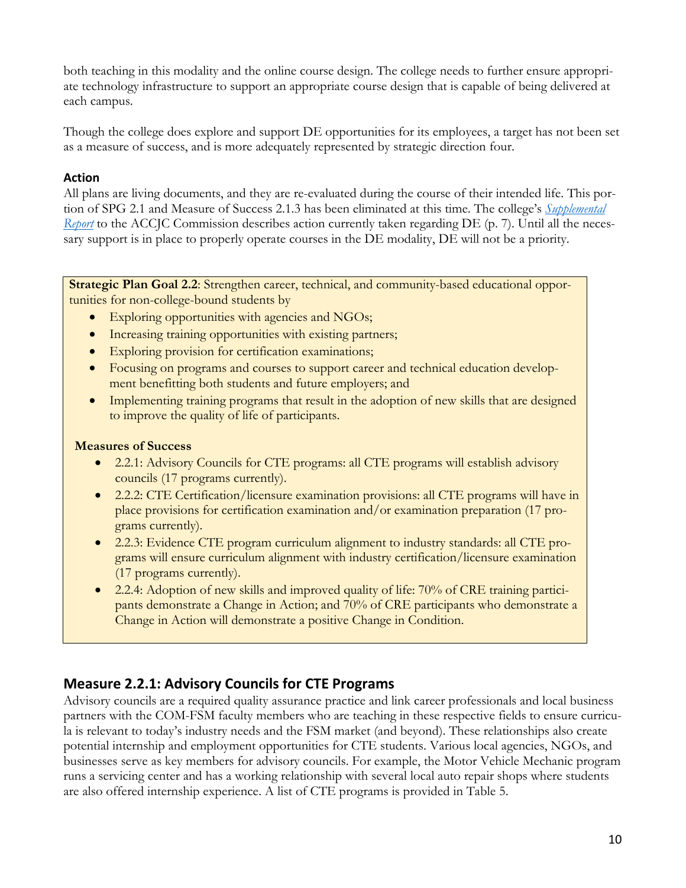both teaching in this modality and the online course design. The college needs to further ensure appropriate technology infrastructure to support an appropriate course design that is capable of being delivered at each campus.

Though the college does explore and support DE opportunities for its employees, a target has not been set as a measure of success, and is more adequately represented by strategic direction four.

### Action

All plans are living documents, and they are re-evaluated during the course of their intended life. This portion of SPG 2.1 and Measure of Success 2.1.3 has been eliminated at this time. The college's *Supplemental Report* to the ACCJC Commission describes action currently taken regarding DE (p. 7). Until all the necessary support is in place to properly operate courses in the DE modality, DE will not be a priority.

**Strategic Plan Goal 2.2**: Strengthen career, technical, and community-based educational opportunities for non-college-bound students by

- Exploring opportunities with agencies and NGOs;
- Increasing training opportunities with existing partners;
- Exploring provision for certification examinations;
- Focusing on programs and courses to support career and technical education development benefitting both students and future employers; and
- Implementing training programs that result in the adoption of new skills that are designed to improve the quality of life of participants.

**Measures of Success**

- 2.2.1: Advisory Councils for CTE programs: all CTE programs will establish advisory councils (17 programs currently).
- 2.2.2: CTE Certification/licensure examination provisions: all CTE programs will have in place provisions for certification examination and/or examination preparation (17 programs currently).
- 2.2.3: Evidence CTE program curriculum alignment to industry standards: all CTE programs will ensure curriculum alignment with industry certification/licensure examination (17 programs currently).
- 2.2.4: Adoption of new skills and improved quality of life: 70% of CRE training participants demonstrate a Change in Action; and 70% of CRE participants who demonstrate a Change in Action will demonstrate a positive Change in Condition.

## Measure 2.2.1: Advisory Councils for CTE Programs

Advisory councils are a required quality assurance practice and link career professionals and local business partners with the COM-FSM faculty members who are teaching in these respective fields to ensure curricula is relevant to today's industry needs and the FSM market (and beyond). These relationships also create potential internship and employment opportunities for CTE students. Various local agencies, NGOs, and businesses serve as key members for advisory councils. For example, the Motor Vehicle Mechanic program runs a servicing center and has a working relationship with several local auto repair shops where students are also offered internship experience. A list of CTE programs is provided in Table 5.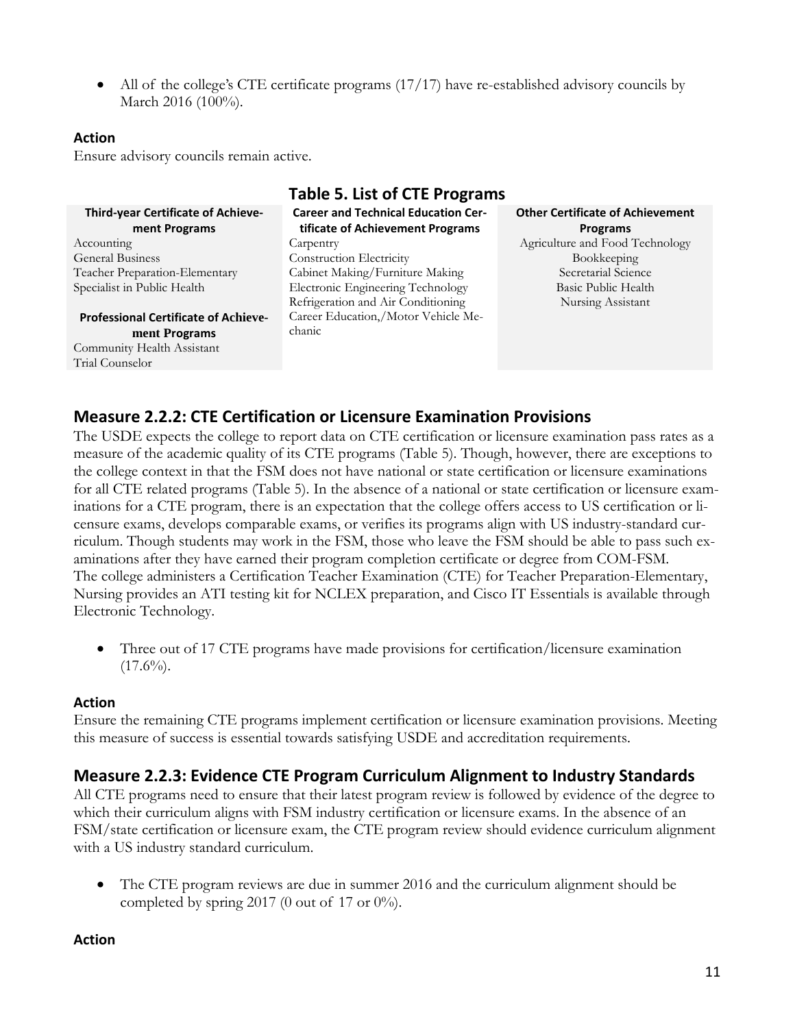- All of the college's CTE certificate programs (17/17) have re-established advisory councils by March 2016 (100%).

**Action**

Ensure advisory councils remain active.

**Table 5. List of CTE Programs**

| Third-year Certificate of Achievement Programs | Career and Technical Education Certificate of Achievement Programs | Other Certificate of Achievement Programs |
|---|---|---|
| Accounting | Carpentry | Agriculture and Food Technology |
| General Business | Construction Electricity | Bookkeeping |
| Teacher Preparation-Elementary | Cabinet Making/Furniture Making | Secretarial Science |
| Specialist in Public Health | Electronic Engineering Technology | Basic Public Health |
| | Refrigeration and Air Conditioning | Nursing Assistant |
| **Professional Certificate of Achievement Programs** | Career Education,/Motor Vehicle Mechanic | |
| Community Health Assistant | | |
| Trial Counselor | | |

## Measure 2.2.2: CTE Certification or Licensure Examination Provisions

The USDE expects the college to report data on CTE certification or licensure examination pass rates as a measure of the academic quality of its CTE programs (Table 5). Though, however, there are exceptions to the college context in that the FSM does not have national or state certification or licensure examinations for all CTE related programs (Table 5). In the absence of a national or state certification or licensure examinations for a CTE program, there is an expectation that the college offers access to US certification or licensure exams, develops comparable exams, or verifies its programs align with US industry-standard curriculum. Though students may work in the FSM, those who leave the FSM should be able to pass such examinations after they have earned their program completion certificate or degree from COM-FSM.
The college administers a Certification Teacher Examination (CTE) for Teacher Preparation-Elementary, Nursing provides an ATI testing kit for NCLEX preparation, and Cisco IT Essentials is available through Electronic Technology.

- Three out of 17 CTE programs have made provisions for certification/licensure examination (17.6%).

**Action**

Ensure the remaining CTE programs implement certification or licensure examination provisions. Meeting this measure of success is essential towards satisfying USDE and accreditation requirements.

## Measure 2.2.3: Evidence CTE Program Curriculum Alignment to Industry Standards

All CTE programs need to ensure that their latest program review is followed by evidence of the degree to which their curriculum aligns with FSM industry certification or licensure exams. In the absence of an FSM/state certification or licensure exam, the CTE program review should evidence curriculum alignment with a US industry standard curriculum.

- The CTE program reviews are due in summer 2016 and the curriculum alignment should be completed by spring 2017 (0 out of 17 or 0%).

**Action**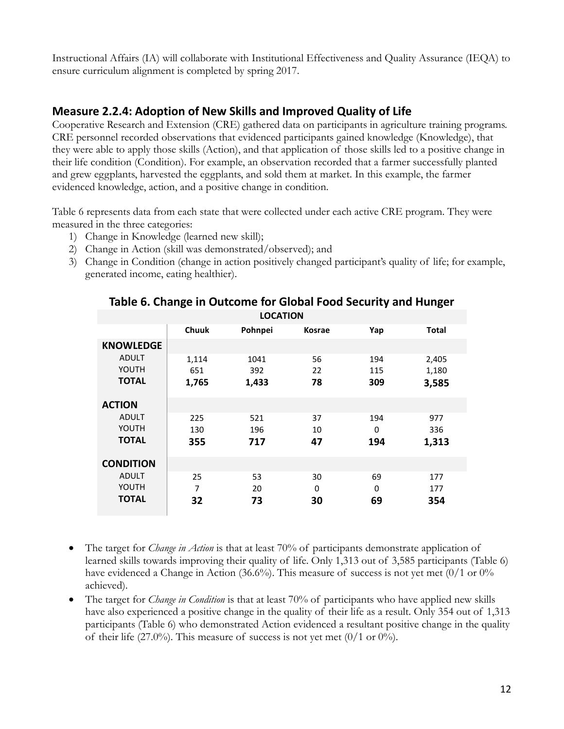Instructional Affairs (IA) will collaborate with Institutional Effectiveness and Quality Assurance (IEQA) to ensure curriculum alignment is completed by spring 2017.

## Measure 2.2.4: Adoption of New Skills and Improved Quality of Life

Cooperative Research and Extension (CRE) gathered data on participants in agriculture training programs. CRE personnel recorded observations that evidenced participants gained knowledge (Knowledge), that they were able to apply those skills (Action), and that application of those skills led to a positive change in their life condition (Condition). For example, an observation recorded that a farmer successfully planted and grew eggplants, harvested the eggplants, and sold them at market. In this example, the farmer evidenced knowledge, action, and a positive change in condition.

Table 6 represents data from each state that were collected under each active CRE program. They were measured in the three categories:

1) Change in Knowledge (learned new skill);
2) Change in Action (skill was demonstrated/observed); and
3) Change in Condition (change in action positively changed participant's quality of life; for example, generated income, eating healthier).

**Table 6. Change in Outcome for Global Food Security and Hunger**

| | LOCATION | | | | |
|---|---|---|---|---|---|
| | **Chuuk** | **Pohnpei** | **Kosrae** | **Yap** | **Total** |
| **KNOWLEDGE** | | | | | |
| ADULT | 1,114 | 1041 | 56 | 194 | 2,405 |
| YOUTH | 651 | 392 | 22 | 115 | 1,180 |
| **TOTAL** | **1,765** | **1,433** | **78** | **309** | **3,585** |
| **ACTION** | | | | | |
| ADULT | 225 | 521 | 37 | 194 | 977 |
| YOUTH | 130 | 196 | 10 | 0 | 336 |
| **TOTAL** | **355** | **717** | **47** | **194** | **1,313** |
| **CONDITION** | | | | | |
| ADULT | 25 | 53 | 30 | 69 | 177 |
| YOUTH | 7 | 20 | 0 | 0 | 177 |
| **TOTAL** | **32** | **73** | **30** | **69** | **354** |

- The target for *Change in Action* is that at least 70% of participants demonstrate application of learned skills towards improving their quality of life. Only 1,313 out of 3,585 participants (Table 6) have evidenced a Change in Action (36.6%). This measure of success is not yet met (0/1 or 0% achieved).
- The target for *Change in Condition* is that at least 70% of participants who have applied new skills have also experienced a positive change in the quality of their life as a result. Only 354 out of 1,313 participants (Table 6) who demonstrated Action evidenced a resultant positive change in the quality of their life (27.0%). This measure of success is not yet met (0/1 or 0%).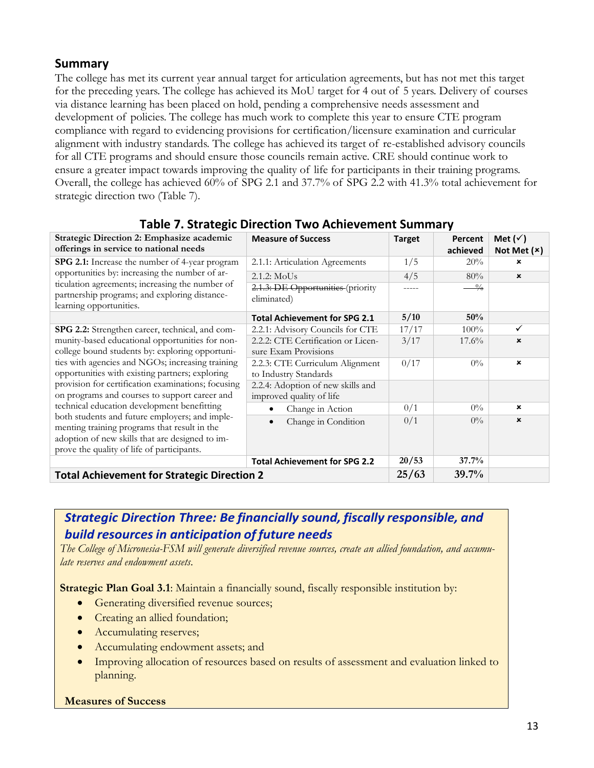## Summary

The college has met its current year annual target for articulation agreements, but has not met this target for the preceding years. The college has achieved its MoU target for 4 out of 5 years. Delivery of courses via distance learning has been placed on hold, pending a comprehensive needs assessment and development of policies. The college has much work to complete this year to ensure CTE program compliance with regard to evidencing provisions for certification/licensure examination and curricular alignment with industry standards. The college has achieved its target of re-established advisory councils for all CTE programs and should ensure those councils remain active. CRE should continue work to ensure a greater impact towards improving the quality of life for participants in their training programs. Overall, the college has achieved 60% of SPG 2.1 and 37.7% of SPG 2.2 with 41.3% total achievement for strategic direction two (Table 7).

**Table 7. Strategic Direction Two Achievement Summary**

| Strategic Direction 2: Emphasize academic offerings in service to national needs | Measure of Success | Target | Percent achieved | Met (✓) Not Met (×) |
|---|---|---|---|---|
| **SPG 2.1:** Increase the number of 4-year program opportunities by: increasing the number of articulation agreements; increasing the number of partnership programs; and exploring distance-learning opportunities. | 2.1.1: Articulation Agreements | 1/5 | 20% | × |
| | 2.1.2: MoUs | 4/5 | 80% | × |
| | ~~2.1.3: DE Opportunities~~ (priority eliminated) | ----- | ~~%~~ | |
| | **Total Achievement for SPG 2.1** | **5/10** | **50%** | |
| **SPG 2.2:** Strengthen career, technical, and community-based educational opportunities for non-college bound students by: exploring opportunities with agencies and NGOs; increasing training opportunities with existing partners; exploring provision for certification examinations; focusing on programs and courses to support career and technical education development benefitting both students and future employers; and implementing training programs that result in the adoption of new skills that are designed to improve the quality of life of participants. | 2.2.1: Advisory Councils for CTE | 17/17 | 100% | ✓ |
| | 2.2.2: CTE Certification or Licensure Exam Provisions | 3/17 | 17.6% | × |
| | 2.2.3: CTE Curriculum Alignment to Industry Standards | 0/17 | 0% | × |
| | 2.2.4: Adoption of new skills and improved quality of life | | | |
| | • Change in Action | 0/1 | 0% | × |
| | • Change in Condition | 0/1 | 0% | × |
| | **Total Achievement for SPG 2.2** | **20/53** | **37.7%** | |
| **Total Achievement for Strategic Direction 2** | | **25/63** | **39.7%** | |

## *Strategic Direction Three: Be financially sound, fiscally responsible, and build resources in anticipation of future needs*

*The College of Micronesia-FSM will generate diversified revenue sources, create an allied foundation, and accumulate reserves and endowment assets.*

**Strategic Plan Goal 3.1**: Maintain a financially sound, fiscally responsible institution by:

- Generating diversified revenue sources;
- Creating an allied foundation;
- Accumulating reserves;
- Accumulating endowment assets; and
- Improving allocation of resources based on results of assessment and evaluation linked to planning.

**Measures of Success**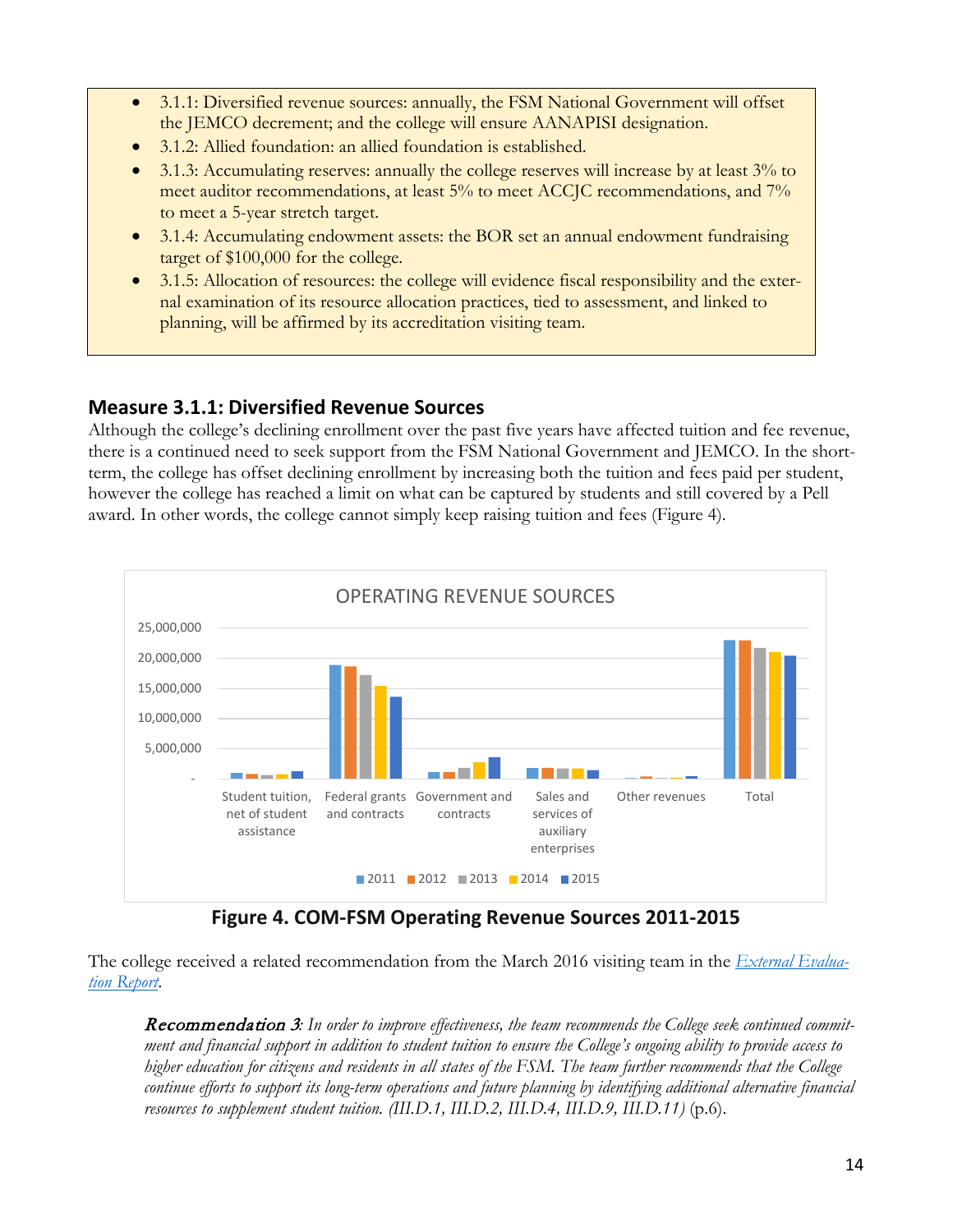- 3.1.1: Diversified revenue sources: annually, the FSM National Government will offset the JEMCO decrement; and the college will ensure AANAPISI designation.
- 3.1.2: Allied foundation: an allied foundation is established.
- 3.1.3: Accumulating reserves: annually the college reserves will increase by at least 3% to meet auditor recommendations, at least 5% to meet ACCJC recommendations, and 7% to meet a 5-year stretch target.
- 3.1.4: Accumulating endowment assets: the BOR set an annual endowment fundraising target of $100,000 for the college.
- 3.1.5: Allocation of resources: the college will evidence fiscal responsibility and the external examination of its resource allocation practices, tied to assessment, and linked to planning, will be affirmed by its accreditation visiting team.

## Measure 3.1.1: Diversified Revenue Sources

Although the college's declining enrollment over the past five years have affected tuition and fee revenue, there is a continued need to seek support from the FSM National Government and JEMCO. In the short-term, the college has offset declining enrollment by increasing both the tuition and fees paid per student, however the college has reached a limit on what can be captured by students and still covered by a Pell award. In other words, the college cannot simply keep raising tuition and fees (Figure 4).

**Figure 4. COM-FSM Operating Revenue Sources 2011-2015**

The college received a related recommendation from the March 2016 visiting team in the *External Evaluation Report*.

> **Recommendation 3**: *In order to improve effectiveness, the team recommends the College seek continued commitment and financial support in addition to student tuition to ensure the College's ongoing ability to provide access to higher education for citizens and residents in all states of the FSM. The team further recommends that the College continue efforts to support its long-term operations and future planning by identifying additional alternative financial resources to supplement student tuition. (III.D.1, III.D.2, III.D.4, III.D.9, III.D.11)* (p.6).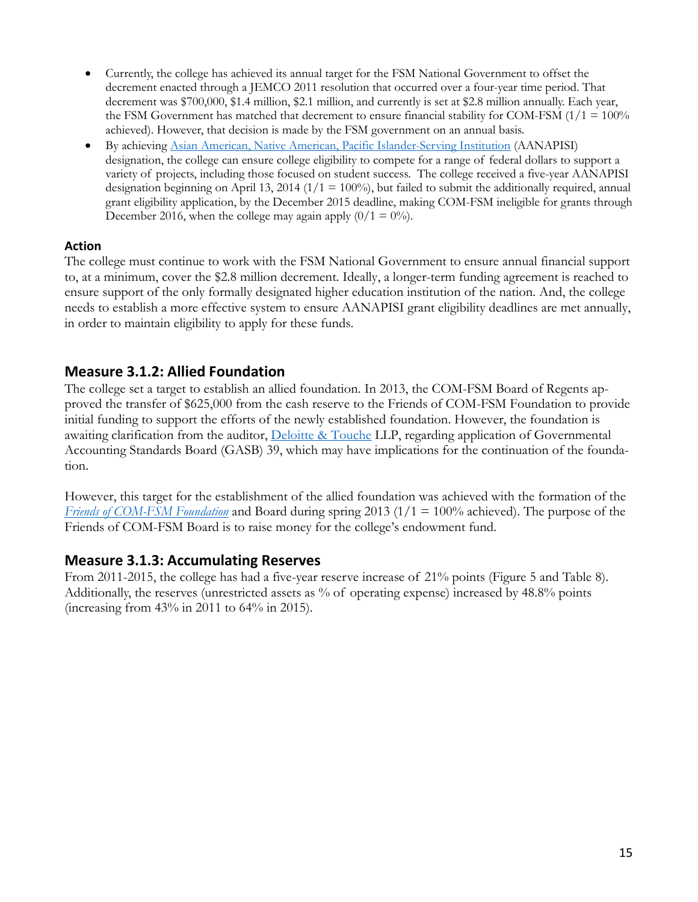- Currently, the college has achieved its annual target for the FSM National Government to offset the decrement enacted through a JEMCO 2011 resolution that occurred over a four-year time period. That decrement was $700,000, $1.4 million, $2.1 million, and currently is set at $2.8 million annually. Each year, the FSM Government has matched that decrement to ensure financial stability for COM-FSM (1/1 = 100% achieved). However, that decision is made by the FSM government on an annual basis.
- By achieving Asian American, Native American, Pacific Islander-Serving Institution (AANAPISI) designation, the college can ensure college eligibility to compete for a range of federal dollars to support a variety of projects, including those focused on student success. The college received a five-year AANAPISI designation beginning on April 13, 2014 (1/1 = 100%), but failed to submit the additionally required, annual grant eligibility application, by the December 2015 deadline, making COM-FSM ineligible for grants through December 2016, when the college may again apply (0/1 = 0%).

**Action**

The college must continue to work with the FSM National Government to ensure annual financial support to, at a minimum, cover the $2.8 million decrement. Ideally, a longer-term funding agreement is reached to ensure support of the only formally designated higher education institution of the nation. And, the college needs to establish a more effective system to ensure AANAPISI grant eligibility deadlines are met annually, in order to maintain eligibility to apply for these funds.

## Measure 3.1.2: Allied Foundation

The college set a target to establish an allied foundation. In 2013, the COM-FSM Board of Regents approved the transfer of $625,000 from the cash reserve to the Friends of COM-FSM Foundation to provide initial funding to support the efforts of the newly established foundation. However, the foundation is awaiting clarification from the auditor, Deloitte & Touche LLP, regarding application of Governmental Accounting Standards Board (GASB) 39, which may have implications for the continuation of the foundation.

However, this target for the establishment of the allied foundation was achieved with the formation of the *Friends of COM-FSM Foundation* and Board during spring 2013 (1/1 = 100% achieved). The purpose of the Friends of COM-FSM Board is to raise money for the college's endowment fund.

## Measure 3.1.3: Accumulating Reserves

From 2011-2015, the college has had a five-year reserve increase of 21% points (Figure 5 and Table 8). Additionally, the reserves (unrestricted assets as % of operating expense) increased by 48.8% points (increasing from 43% in 2011 to 64% in 2015).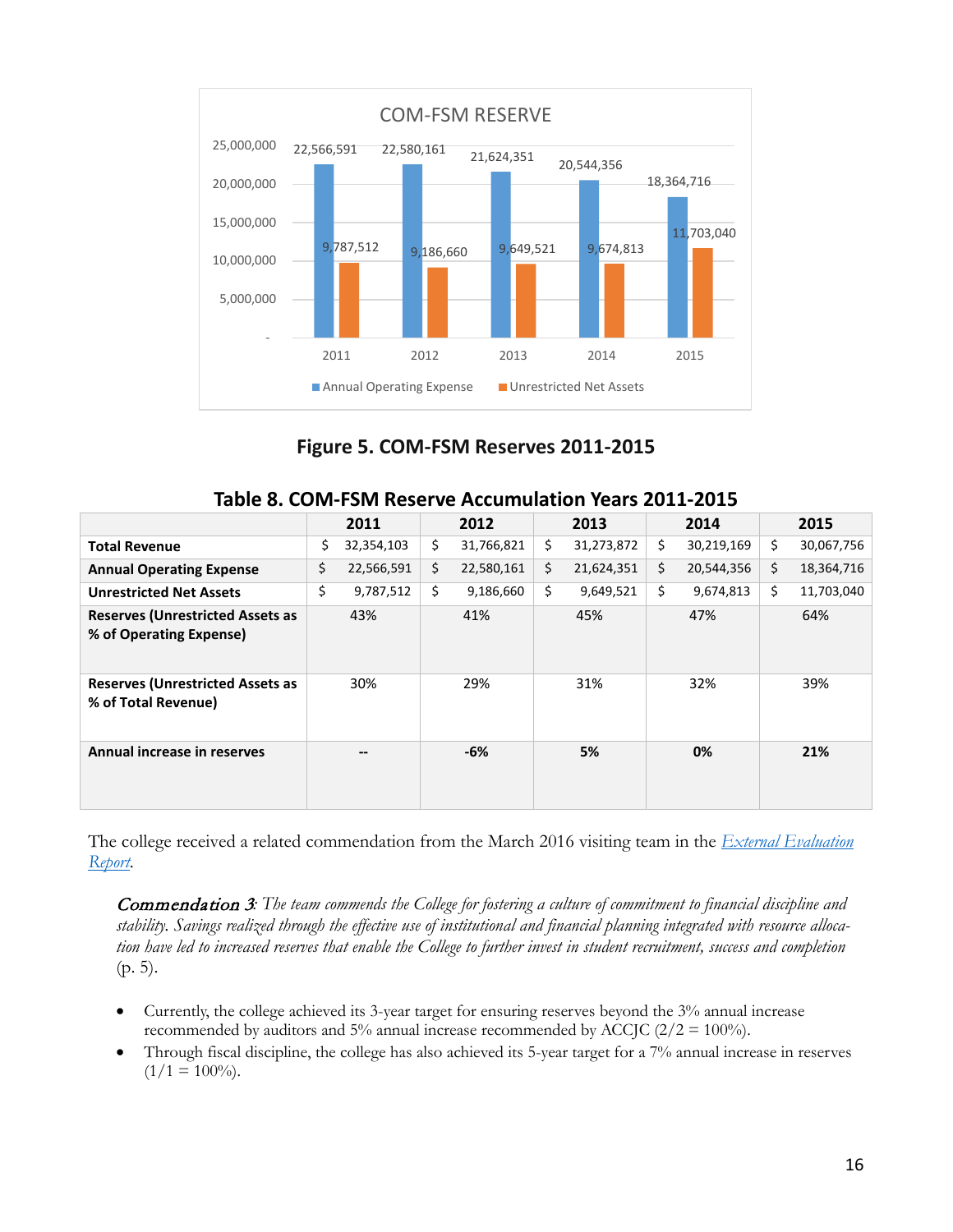**Figure 5. COM-FSM Reserves 2011-2015**

**Table 8. COM-FSM Reserve Accumulation Years 2011-2015**

| | 2011 | 2012 | 2013 | 2014 | 2015 |
|---|---|---|---|---|---|
| **Total Revenue** | $ 32,354,103 | $ 31,766,821 | $ 31,273,872 | $ 30,219,169 | $ 30,067,756 |
| **Annual Operating Expense** | $ 22,566,591 | $ 22,580,161 | $ 21,624,351 | $ 20,544,356 | $ 18,364,716 |
| **Unrestricted Net Assets** | $ 9,787,512 | $ 9,186,660 | $ 9,649,521 | $ 9,674,813 | $ 11,703,040 |
| **Reserves (Unrestricted Assets as % of Operating Expense)** | 43% | 41% | 45% | 47% | 64% |
| **Reserves (Unrestricted Assets as % of Total Revenue)** | 30% | 29% | 31% | 32% | 39% |
| **Annual increase in reserves** | **--** | **-6%** | **5%** | **0%** | **21%** |

The college received a related commendation from the March 2016 visiting team in the *External Evaluation Report*.

> *Commendation 3: The team commends the College for fostering a culture of commitment to financial discipline and stability. Savings realized through the effective use of institutional and financial planning integrated with resource allocation have led to increased reserves that enable the College to further invest in student recruitment, success and completion* (p. 5).

- Currently, the college achieved its 3-year target for ensuring reserves beyond the 3% annual increase recommended by auditors and 5% annual increase recommended by ACCJC (2/2 = 100%).
- Through fiscal discipline, the college has also achieved its 5-year target for a 7% annual increase in reserves (1/1 = 100%).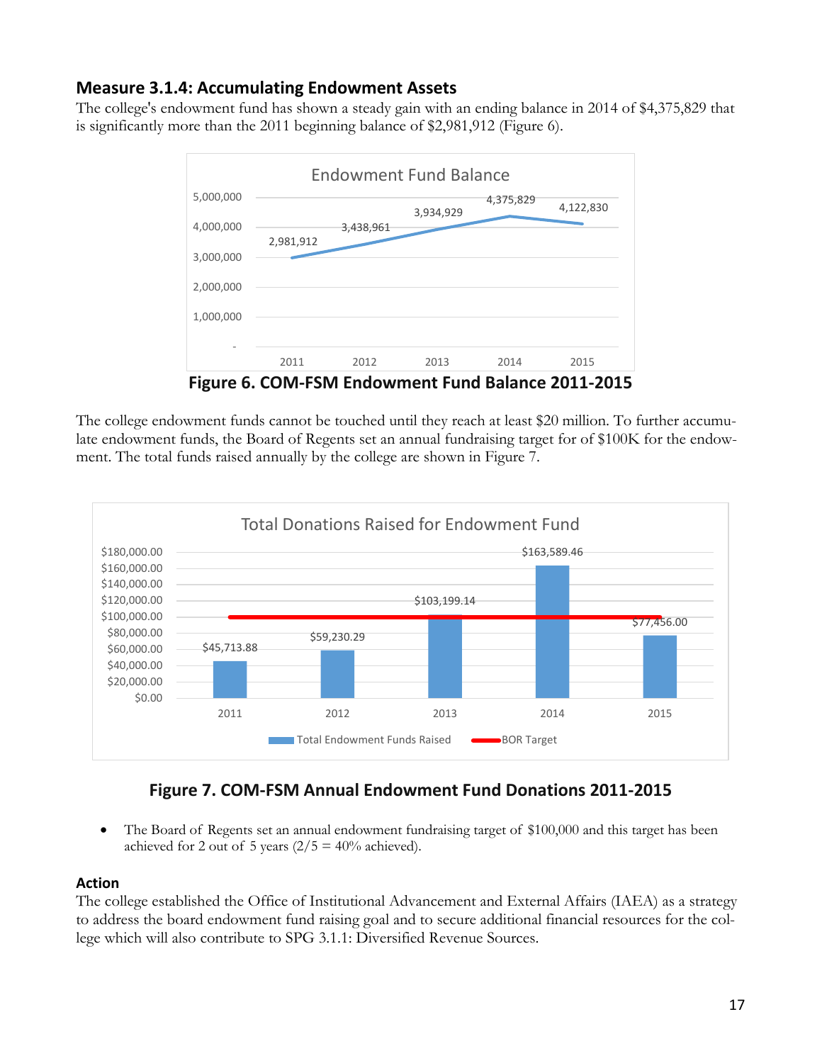## Measure 3.1.4: Accumulating Endowment Assets

The college's endowment fund has shown a steady gain with an ending balance in 2014 of $4,375,829 that is significantly more than the 2011 beginning balance of $2,981,912 (Figure 6).

**Figure 6. COM-FSM Endowment Fund Balance 2011-2015**

The college endowment funds cannot be touched until they reach at least $20 million. To further accumulate endowment funds, the Board of Regents set an annual fundraising target for of $100K for the endowment. The total funds raised annually by the college are shown in Figure 7.

**Figure 7. COM-FSM Annual Endowment Fund Donations 2011-2015**

- The Board of Regents set an annual endowment fundraising target of $100,000 and this target has been achieved for 2 out of 5 years (2/5 = 40% achieved).

### Action

The college established the Office of Institutional Advancement and External Affairs (IAEA) as a strategy to address the board endowment fund raising goal and to secure additional financial resources for the college which will also contribute to SPG 3.1.1: Diversified Revenue Sources.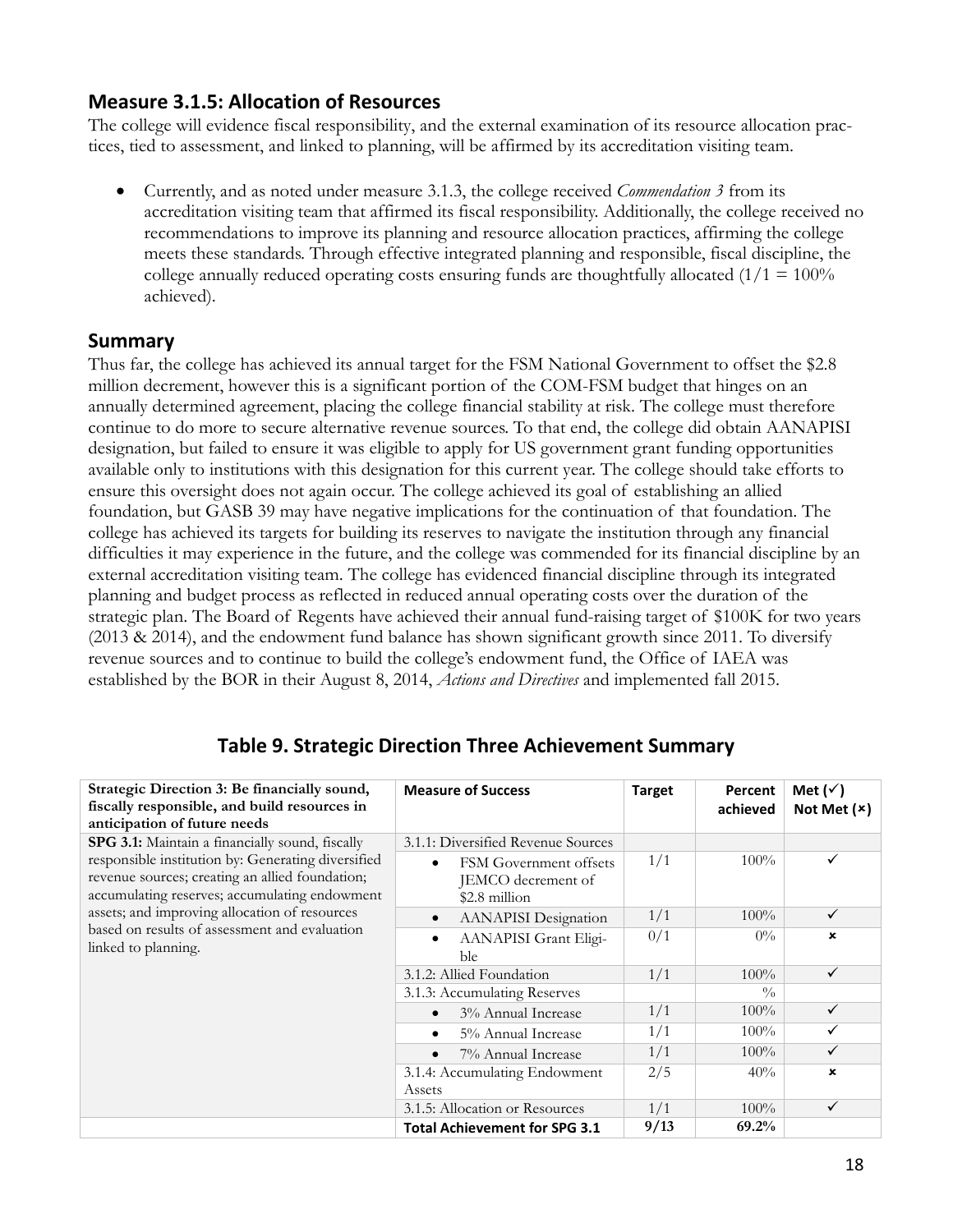## Measure 3.1.5: Allocation of Resources

The college will evidence fiscal responsibility, and the external examination of its resource allocation practices, tied to assessment, and linked to planning, will be affirmed by its accreditation visiting team.

- Currently, and as noted under measure 3.1.3, the college received *Commendation 3* from its accreditation visiting team that affirmed its fiscal responsibility. Additionally, the college received no recommendations to improve its planning and resource allocation practices, affirming the college meets these standards. Through effective integrated planning and responsible, fiscal discipline, the college annually reduced operating costs ensuring funds are thoughtfully allocated (1/1 = 100% achieved).

## Summary

Thus far, the college has achieved its annual target for the FSM National Government to offset the $2.8 million decrement, however this is a significant portion of the COM-FSM budget that hinges on an annually determined agreement, placing the college financial stability at risk. The college must therefore continue to do more to secure alternative revenue sources. To that end, the college did obtain AANAPISI designation, but failed to ensure it was eligible to apply for US government grant funding opportunities available only to institutions with this designation for this current year. The college should take efforts to ensure this oversight does not again occur. The college achieved its goal of establishing an allied foundation, but GASB 39 may have negative implications for the continuation of that foundation. The college has achieved its targets for building its reserves to navigate the institution through any financial difficulties it may experience in the future, and the college was commended for its financial discipline by an external accreditation visiting team. The college has evidenced financial discipline through its integrated planning and budget process as reflected in reduced annual operating costs over the duration of the strategic plan. The Board of Regents have achieved their annual fund-raising target of $100K for two years (2013 & 2014), and the endowment fund balance has shown significant growth since 2011. To diversify revenue sources and to continue to build the college's endowment fund, the Office of IAEA was established by the BOR in their August 8, 2014, *Actions and Directives* and implemented fall 2015.

## Table 9. Strategic Direction Three Achievement Summary

| Strategic Direction 3: Be financially sound, fiscally responsible, and build resources in anticipation of future needs | Measure of Success | Target | Percent achieved | Met (✓) Not Met (×) |
|---|---|---|---|---|
| **SPG 3.1:** Maintain a financially sound, fiscally responsible institution by: Generating diversified revenue sources; creating an allied foundation; accumulating reserves; accumulating endowment assets; and improving allocation of resources based on results of assessment and evaluation linked to planning. | 3.1.1: Diversified Revenue Sources | | | |
| | • FSM Government offsets JEMCO decrement of $2.8 million | 1/1 | 100% | ✓ |
| | • AANAPISI Designation | 1/1 | 100% | ✓ |
| | • AANAPISI Grant Eligible | 0/1 | 0% | × |
| | 3.1.2: Allied Foundation | 1/1 | 100% | ✓ |
| | 3.1.3: Accumulating Reserves | | % | |
| | • 3% Annual Increase | 1/1 | 100% | ✓ |
| | • 5% Annual Increase | 1/1 | 100% | ✓ |
| | • 7% Annual Increase | 1/1 | 100% | ✓ |
| | 3.1.4: Accumulating Endowment Assets | 2/5 | 40% | × |
| | 3.1.5: Allocation or Resources | 1/1 | 100% | ✓ |
| | **Total Achievement for SPG 3.1** | **9/13** | **69.2%** | |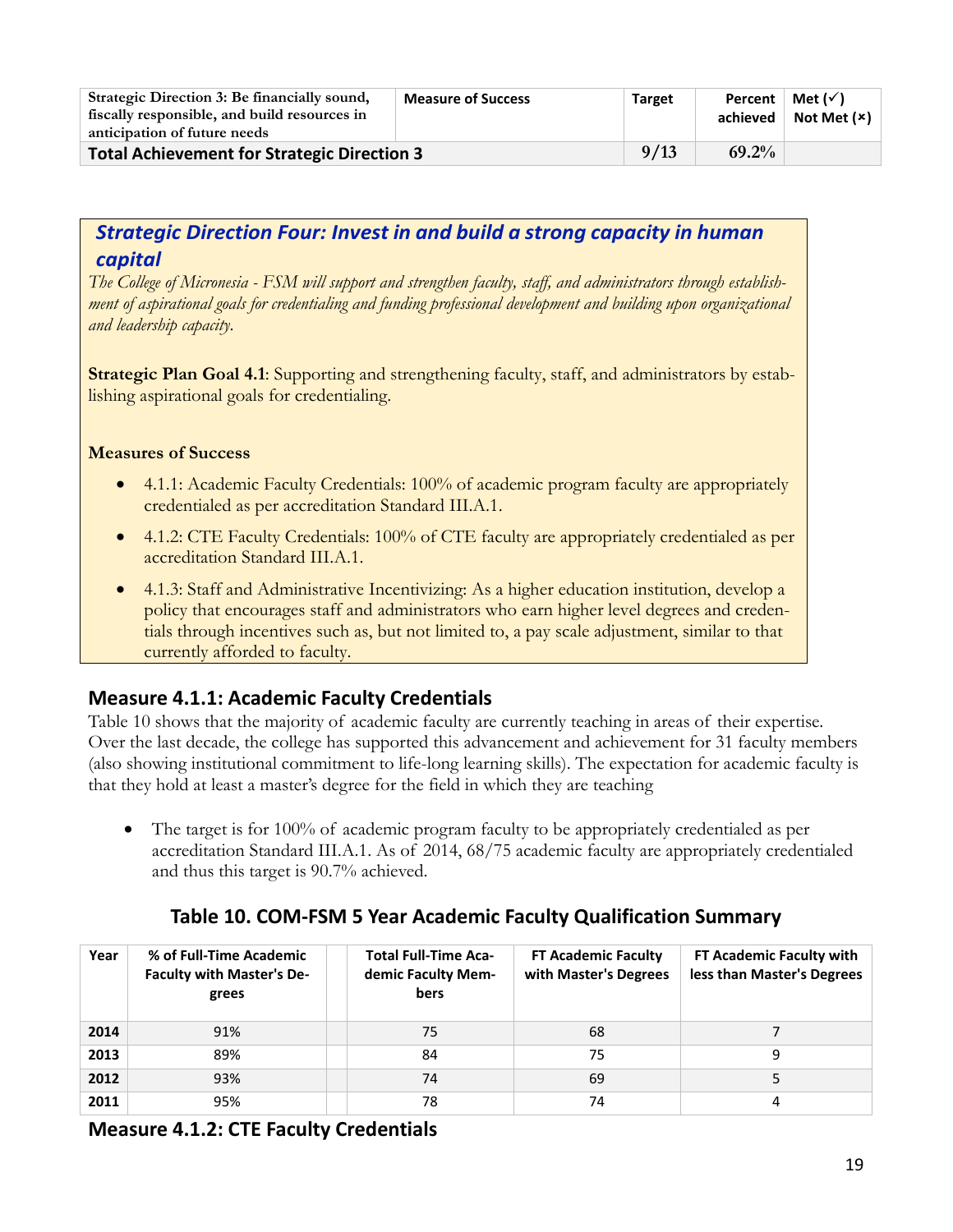| Strategic Direction 3: Be financially sound, fiscally responsible, and build resources in anticipation of future needs | Measure of Success | Target | Percent achieved | Met (✓) Not Met (×) |
|---|---|---|---|---|
| **Total Achievement for Strategic Direction 3** | | 9/13 | 69.2% | |

## *Strategic Direction Four: Invest in and build a strong capacity in human capital*

*The College of Micronesia - FSM will support and strengthen faculty, staff, and administrators through establishment of aspirational goals for credentialing and funding professional development and building upon organizational and leadership capacity.*

**Strategic Plan Goal 4.1**: Supporting and strengthening faculty, staff, and administrators by establishing aspirational goals for credentialing.

**Measures of Success**

- 4.1.1: Academic Faculty Credentials: 100% of academic program faculty are appropriately credentialed as per accreditation Standard III.A.1.
- 4.1.2: CTE Faculty Credentials: 100% of CTE faculty are appropriately credentialed as per accreditation Standard III.A.1.
- 4.1.3: Staff and Administrative Incentivizing: As a higher education institution, develop a policy that encourages staff and administrators who earn higher level degrees and credentials through incentives such as, but not limited to, a pay scale adjustment, similar to that currently afforded to faculty.

### Measure 4.1.1: Academic Faculty Credentials

Table 10 shows that the majority of academic faculty are currently teaching in areas of their expertise. Over the last decade, the college has supported this advancement and achievement for 31 faculty members (also showing institutional commitment to life-long learning skills). The expectation for academic faculty is that they hold at least a master's degree for the field in which they are teaching

- The target is for 100% of academic program faculty to be appropriately credentialed as per accreditation Standard III.A.1. As of 2014, 68/75 academic faculty are appropriately credentialed and thus this target is 90.7% achieved.

**Table 10. COM-FSM 5 Year Academic Faculty Qualification Summary**

| Year | % of Full-Time Academic Faculty with Master's Degrees | | Total Full-Time Academic Faculty Members | FT Academic Faculty with Master's Degrees | FT Academic Faculty with less than Master's Degrees |
|---|---|---|---|---|---|
| **2014** | 91% | | 75 | 68 | 7 |
| **2013** | 89% | | 84 | 75 | 9 |
| **2012** | 93% | | 74 | 69 | 5 |
| **2011** | 95% | | 78 | 74 | 4 |

### Measure 4.1.2: CTE Faculty Credentials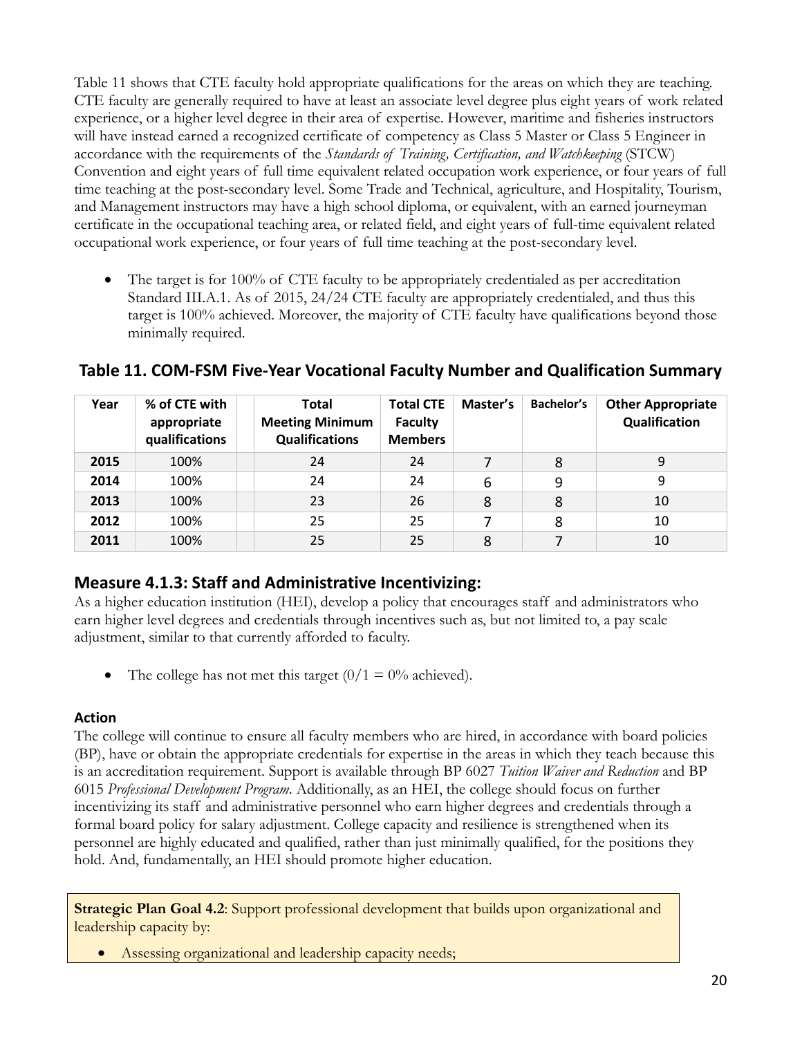Table 11 shows that CTE faculty hold appropriate qualifications for the areas on which they are teaching. CTE faculty are generally required to have at least an associate level degree plus eight years of work related experience, or a higher level degree in their area of expertise. However, maritime and fisheries instructors will have instead earned a recognized certificate of competency as Class 5 Master or Class 5 Engineer in accordance with the requirements of the *Standards of Training, Certification, and Watchkeeping* (STCW) Convention and eight years of full time equivalent related occupation work experience, or four years of full time teaching at the post-secondary level. Some Trade and Technical, agriculture, and Hospitality, Tourism, and Management instructors may have a high school diploma, or equivalent, with an earned journeyman certificate in the occupational teaching area, or related field, and eight years of full-time equivalent related occupational work experience, or four years of full time teaching at the post-secondary level.

- The target is for 100% of CTE faculty to be appropriately credentialed as per accreditation Standard III.A.1. As of 2015, 24/24 CTE faculty are appropriately credentialed, and thus this target is 100% achieved. Moreover, the majority of CTE faculty have qualifications beyond those minimally required.

### Table 11. COM-FSM Five-Year Vocational Faculty Number and Qualification Summary

| Year | % of CTE with appropriate qualifications | Total Meeting Minimum Qualifications | Total CTE Faculty Members | Master's | Bachelor's | Other Appropriate Qualification |
|---|---|---|---|---|---|---|
| **2015** | 100% | 24 | 24 | 7 | 8 | 9 |
| **2014** | 100% | 24 | 24 | 6 | 9 | 9 |
| **2013** | 100% | 23 | 26 | 8 | 8 | 10 |
| **2012** | 100% | 25 | 25 | 7 | 8 | 10 |
| **2011** | 100% | 25 | 25 | 8 | 7 | 10 |

## Measure 4.1.3: Staff and Administrative Incentivizing:

As a higher education institution (HEI), develop a policy that encourages staff and administrators who earn higher level degrees and credentials through incentives such as, but not limited to, a pay scale adjustment, similar to that currently afforded to faculty.

- The college has not met this target (0/1 = 0% achieved).

### Action

The college will continue to ensure all faculty members who are hired, in accordance with board policies (BP), have or obtain the appropriate credentials for expertise in the areas in which they teach because this is an accreditation requirement. Support is available through BP 6027 *Tuition Waiver and Reduction* and BP 6015 *Professional Development Program*. Additionally, as an HEI, the college should focus on further incentivizing its staff and administrative personnel who earn higher degrees and credentials through a formal board policy for salary adjustment. College capacity and resilience is strengthened when its personnel are highly educated and qualified, rather than just minimally qualified, for the positions they hold. And, fundamentally, an HEI should promote higher education.

**Strategic Plan Goal 4.2**: Support professional development that builds upon organizational and leadership capacity by:

- Assessing organizational and leadership capacity needs;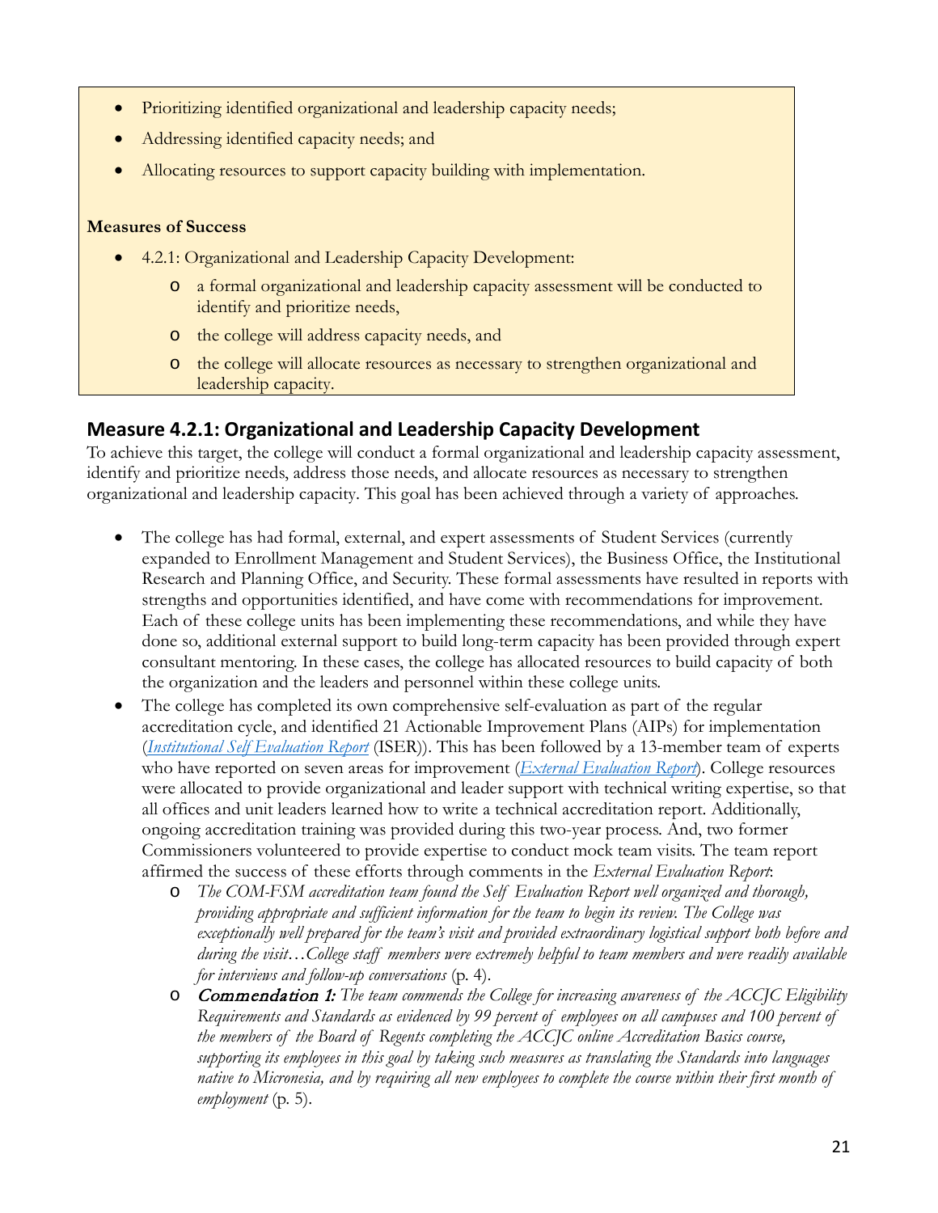- Prioritizing identified organizational and leadership capacity needs;
- Addressing identified capacity needs; and
- Allocating resources to support capacity building with implementation.

**Measures of Success**

- 4.2.1: Organizational and Leadership Capacity Development:
  - a formal organizational and leadership capacity assessment will be conducted to identify and prioritize needs,
  - the college will address capacity needs, and
  - the college will allocate resources as necessary to strengthen organizational and leadership capacity.

## Measure 4.2.1: Organizational and Leadership Capacity Development

To achieve this target, the college will conduct a formal organizational and leadership capacity assessment, identify and prioritize needs, address those needs, and allocate resources as necessary to strengthen organizational and leadership capacity. This goal has been achieved through a variety of approaches.

- The college has had formal, external, and expert assessments of Student Services (currently expanded to Enrollment Management and Student Services), the Business Office, the Institutional Research and Planning Office, and Security. These formal assessments have resulted in reports with strengths and opportunities identified, and have come with recommendations for improvement. Each of these college units has been implementing these recommendations, and while they have done so, additional external support to build long-term capacity has been provided through expert consultant mentoring. In these cases, the college has allocated resources to build capacity of both the organization and the leaders and personnel within these college units.
- The college has completed its own comprehensive self-evaluation as part of the regular accreditation cycle, and identified 21 Actionable Improvement Plans (AIPs) for implementation (*Institutional Self Evaluation Report* (ISER)). This has been followed by a 13-member team of experts who have reported on seven areas for improvement (*External Evaluation Report*). College resources were allocated to provide organizational and leader support with technical writing expertise, so that all offices and unit leaders learned how to write a technical accreditation report. Additionally, ongoing accreditation training was provided during this two-year process. And, two former Commissioners volunteered to provide expertise to conduct mock team visits. The team report affirmed the success of these efforts through comments in the *External Evaluation Report*:
  - *The COM-FSM accreditation team found the Self Evaluation Report well organized and thorough, providing appropriate and sufficient information for the team to begin its review. The College was exceptionally well prepared for the team's visit and provided extraordinary logistical support both before and during the visit…College staff members were extremely helpful to team members and were readily available for interviews and follow-up conversations* (p. 4).
  - ***Commendation 1:*** *The team commends the College for increasing awareness of the ACCJC Eligibility Requirements and Standards as evidenced by 99 percent of employees on all campuses and 100 percent of the members of the Board of Regents completing the ACCJC online Accreditation Basics course, supporting its employees in this goal by taking such measures as translating the Standards into languages native to Micronesia, and by requiring all new employees to complete the course within their first month of employment* (p. 5).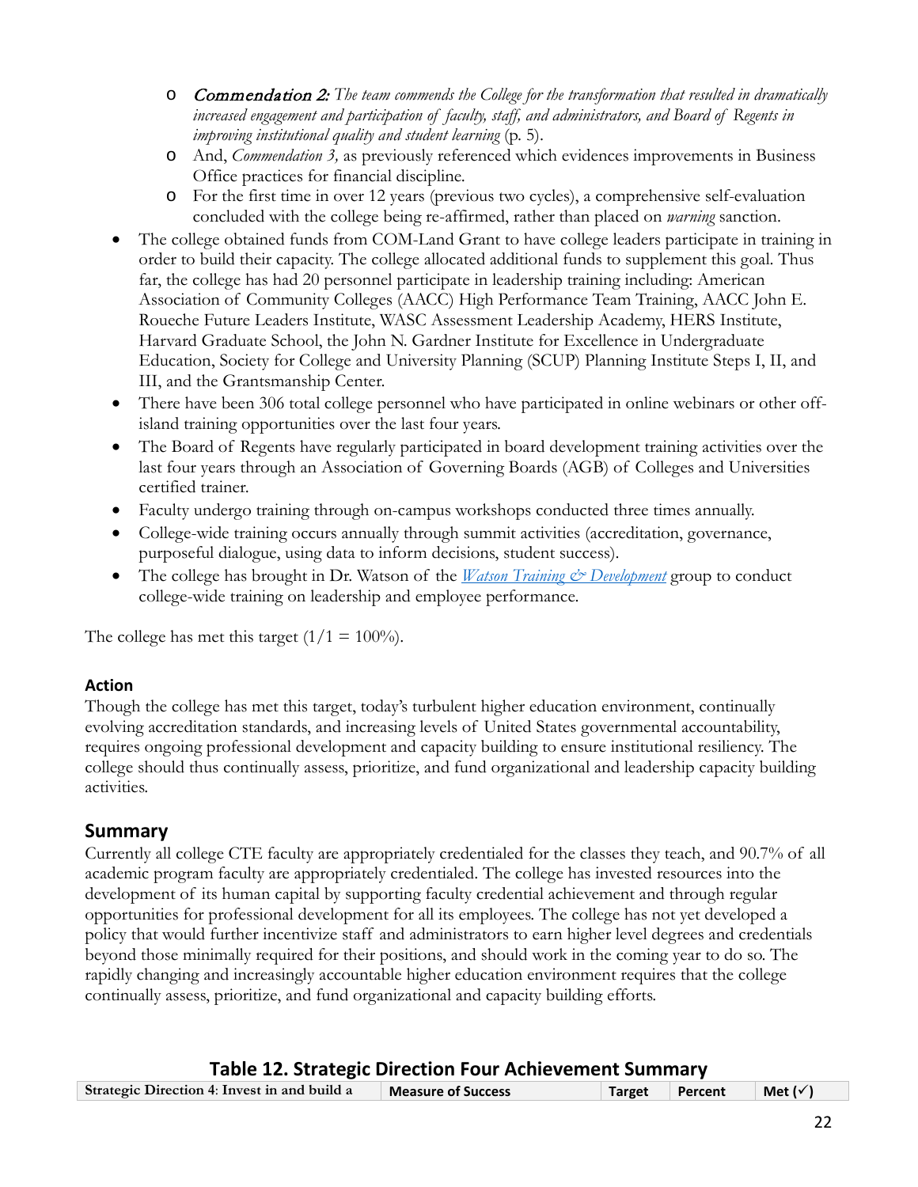- *Commendation 2: The team commends the College for the transformation that resulted in dramatically increased engagement and participation of faculty, staff, and administrators, and Board of Regents in improving institutional quality and student learning* (p. 5).
  - And, *Commendation 3,* as previously referenced which evidences improvements in Business Office practices for financial discipline.
  - For the first time in over 12 years (previous two cycles), a comprehensive self-evaluation concluded with the college being re-affirmed, rather than placed on *warning* sanction.
- The college obtained funds from COM-Land Grant to have college leaders participate in training in order to build their capacity. The college allocated additional funds to supplement this goal. Thus far, the college has had 20 personnel participate in leadership training including: American Association of Community Colleges (AACC) High Performance Team Training, AACC John E. Roueche Future Leaders Institute, WASC Assessment Leadership Academy, HERS Institute, Harvard Graduate School, the John N. Gardner Institute for Excellence in Undergraduate Education, Society for College and University Planning (SCUP) Planning Institute Steps I, II, and III, and the Grantsmanship Center.
- There have been 306 total college personnel who have participated in online webinars or other off-island training opportunities over the last four years.
- The Board of Regents have regularly participated in board development training activities over the last four years through an Association of Governing Boards (AGB) of Colleges and Universities certified trainer.
- Faculty undergo training through on-campus workshops conducted three times annually.
- College-wide training occurs annually through summit activities (accreditation, governance, purposeful dialogue, using data to inform decisions, student success).
- The college has brought in Dr. Watson of the *Watson Training & Development* group to conduct college-wide training on leadership and employee performance.

The college has met this target (1/1 = 100%).

### Action

Though the college has met this target, today's turbulent higher education environment, continually evolving accreditation standards, and increasing levels of United States governmental accountability, requires ongoing professional development and capacity building to ensure institutional resiliency. The college should thus continually assess, prioritize, and fund organizational and leadership capacity building activities.

## Summary

Currently all college CTE faculty are appropriately credentialed for the classes they teach, and 90.7% of all academic program faculty are appropriately credentialed. The college has invested resources into the development of its human capital by supporting faculty credential achievement and through regular opportunities for professional development for all its employees. The college has not yet developed a policy that would further incentivize staff and administrators to earn higher level degrees and credentials beyond those minimally required for their positions, and should work in the coming year to do so. The rapidly changing and increasingly accountable higher education environment requires that the college continually assess, prioritize, and fund organizational and capacity building efforts.

**Table 12. Strategic Direction Four Achievement Summary**

| Strategic Direction 4: Invest in and build a | Measure of Success | Target | Percent | Met (✓) |
| --- | --- | --- | --- | --- |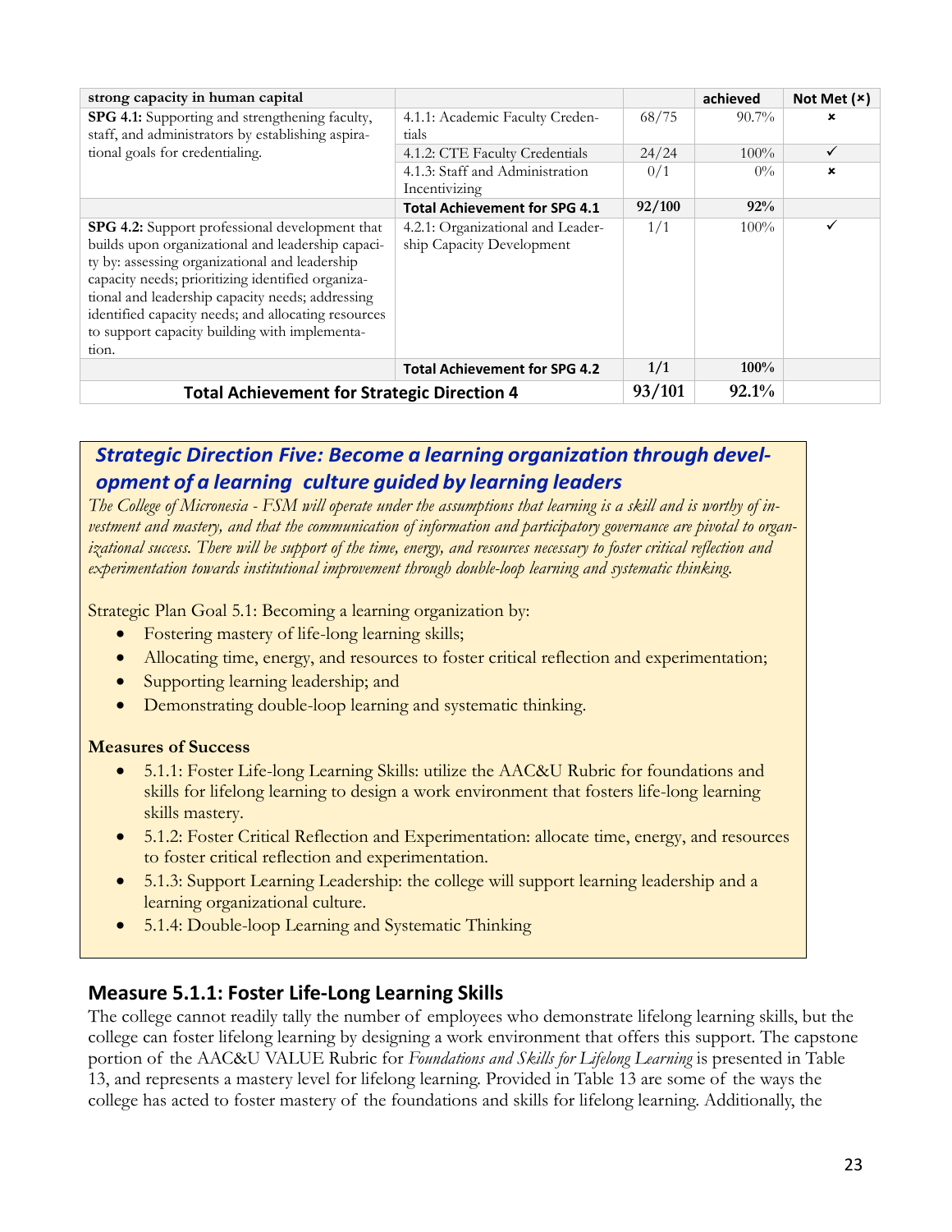| strong capacity in human capital | | | achieved | Not Met (×) |
|---|---|---|---|---|
| **SPG 4.1:** Supporting and strengthening faculty, staff, and administrators by establishing aspirational goals for credentialing. | 4.1.1: Academic Faculty Credentials | 68/75 | 90.7% | × |
| | 4.1.2: CTE Faculty Credentials | 24/24 | 100% | ✓ |
| | 4.1.3: Staff and Administration Incentivizing | 0/1 | 0% | × |
| | **Total Achievement for SPG 4.1** | **92/100** | **92%** | |
| **SPG 4.2:** Support professional development that builds upon organizational and leadership capacity by: assessing organizational and leadership capacity needs; prioritizing identified organizational and leadership capacity needs; addressing identified capacity needs; and allocating resources to support capacity building with implementation. | 4.2.1: Organizational and Leadership Capacity Development | 1/1 | 100% | ✓ |
| | **Total Achievement for SPG 4.2** | **1/1** | **100%** | |
| **Total Achievement for Strategic Direction 4** | | **93/101** | **92.1%** | |

## *Strategic Direction Five: Become a learning organization through development of a learning culture guided by learning leaders*

*The College of Micronesia - FSM will operate under the assumptions that learning is a skill and is worthy of investment and mastery, and that the communication of information and participatory governance are pivotal to organizational success. There will be support of the time, energy, and resources necessary to foster critical reflection and experimentation towards institutional improvement through double-loop learning and systematic thinking.*

Strategic Plan Goal 5.1: Becoming a learning organization by:

- Fostering mastery of life-long learning skills;
- Allocating time, energy, and resources to foster critical reflection and experimentation;
- Supporting learning leadership; and
- Demonstrating double-loop learning and systematic thinking.

**Measures of Success**

- 5.1.1: Foster Life-long Learning Skills: utilize the AAC&U Rubric for foundations and skills for lifelong learning to design a work environment that fosters life-long learning skills mastery.
- 5.1.2: Foster Critical Reflection and Experimentation: allocate time, energy, and resources to foster critical reflection and experimentation.
- 5.1.3: Support Learning Leadership: the college will support learning leadership and a learning organizational culture.
- 5.1.4: Double-loop Learning and Systematic Thinking

### Measure 5.1.1: Foster Life-Long Learning Skills

The college cannot readily tally the number of employees who demonstrate lifelong learning skills, but the college can foster lifelong learning by designing a work environment that offers this support. The capstone portion of the AAC&U VALUE Rubric for *Foundations and Skills for Lifelong Learning* is presented in Table 13, and represents a mastery level for lifelong learning. Provided in Table 13 are some of the ways the college has acted to foster mastery of the foundations and skills for lifelong learning. Additionally, the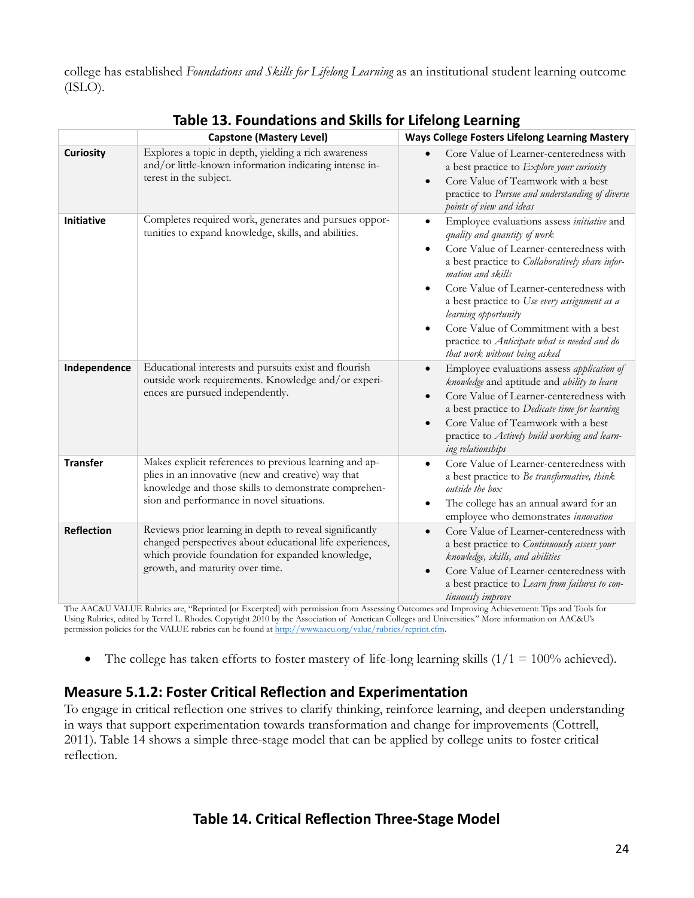college has established *Foundations and Skills for Lifelong Learning* as an institutional student learning outcome (ISLO).

**Table 13. Foundations and Skills for Lifelong Learning**

| | Capstone (Mastery Level) | Ways College Fosters Lifelong Learning Mastery |
|---|---|---|
| **Curiosity** | Explores a topic in depth, yielding a rich awareness and/or little-known information indicating intense interest in the subject. | • Core Value of Learner-centeredness with a best practice to *Explore your curiosity*<br>• Core Value of Teamwork with a best practice to *Pursue and understanding of diverse points of view and ideas* |
| **Initiative** | Completes required work, generates and pursues opportunities to expand knowledge, skills, and abilities. | • Employee evaluations assess *initiative* and *quality and quantity of work*<br>• Core Value of Learner-centeredness with a best practice to *Collaboratively share information and skills*<br>• Core Value of Learner-centeredness with a best practice to *Use every assignment as a learning opportunity*<br>• Core Value of Commitment with a best practice to *Anticipate what is needed and do that work without being asked* |
| **Independence** | Educational interests and pursuits exist and flourish outside work requirements. Knowledge and/or experiences are pursued independently. | • Employee evaluations assess *application of knowledge* and aptitude and *ability to learn*<br>• Core Value of Learner-centeredness with a best practice to *Dedicate time for learning*<br>• Core Value of Teamwork with a best practice to *Actively build working and learning relationships* |
| **Transfer** | Makes explicit references to previous learning and applies in an innovative (new and creative) way that knowledge and those skills to demonstrate comprehension and performance in novel situations. | • Core Value of Learner-centeredness with a best practice to *Be transformative, think outside the box*<br>• The college has an annual award for an employee who demonstrates *innovation* |
| **Reflection** | Reviews prior learning in depth to reveal significantly changed perspectives about educational life experiences, which provide foundation for expanded knowledge, growth, and maturity over time. | • Core Value of Learner-centeredness with a best practice to *Continuously assess your knowledge, skills, and abilities*<br>• Core Value of Learner-centeredness with a best practice to *Learn from failures to continuously improve* |

The AAC&U VALUE Rubrics are, "Reprinted [or Excerpted] with permission from Assessing Outcomes and Improving Achievement: Tips and Tools for Using Rubrics, edited by Terrel L. Rhodes. Copyright 2010 by the Association of American Colleges and Universities." More information on AAC&U's permission policies for the VALUE rubrics can be found at http://www.aacu.org/value/rubrics/reprint.cfm.

- The college has taken efforts to foster mastery of life-long learning skills (1/1 = 100% achieved).

## Measure 5.1.2: Foster Critical Reflection and Experimentation

To engage in critical reflection one strives to clarify thinking, reinforce learning, and deepen understanding in ways that support experimentation towards transformation and change for improvements (Cottrell, 2011). Table 14 shows a simple three-stage model that can be applied by college units to foster critical reflection.

**Table 14. Critical Reflection Three-Stage Model**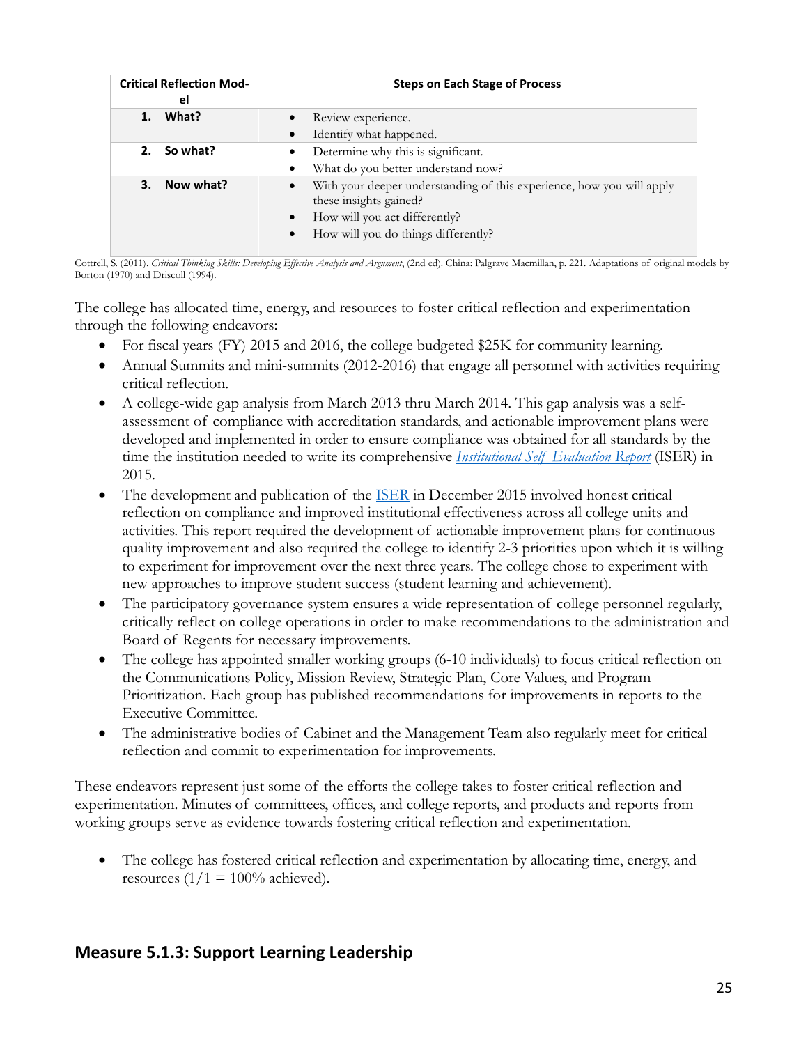| Critical Reflection Model | Steps on Each Stage of Process |
|---|---|
| **1. What?** | • Review experience.<br>• Identify what happened. |
| **2. So what?** | • Determine why this is significant.<br>• What do you better understand now? |
| **3. Now what?** | • With your deeper understanding of this experience, how you will apply these insights gained?<br>• How will you act differently?<br>• How will you do things differently? |

Cottrell, S. (2011). *Critical Thinking Skills: Developing Effective Analysis and Argument*, (2nd ed). China: Palgrave Macmillan, p. 221. Adaptations of original models by Borton (1970) and Driscoll (1994).

The college has allocated time, energy, and resources to foster critical reflection and experimentation through the following endeavors:

- For fiscal years (FY) 2015 and 2016, the college budgeted $25K for community learning.
- Annual Summits and mini-summits (2012-2016) that engage all personnel with activities requiring critical reflection.
- A college-wide gap analysis from March 2013 thru March 2014. This gap analysis was a self-assessment of compliance with accreditation standards, and actionable improvement plans were developed and implemented in order to ensure compliance was obtained for all standards by the time the institution needed to write its comprehensive *Institutional Self Evaluation Report* (ISER) in 2015.
- The development and publication of the ISER in December 2015 involved honest critical reflection on compliance and improved institutional effectiveness across all college units and activities. This report required the development of actionable improvement plans for continuous quality improvement and also required the college to identify 2-3 priorities upon which it is willing to experiment for improvement over the next three years. The college chose to experiment with new approaches to improve student success (student learning and achievement).
- The participatory governance system ensures a wide representation of college personnel regularly, critically reflect on college operations in order to make recommendations to the administration and Board of Regents for necessary improvements.
- The college has appointed smaller working groups (6-10 individuals) to focus critical reflection on the Communications Policy, Mission Review, Strategic Plan, Core Values, and Program Prioritization. Each group has published recommendations for improvements in reports to the Executive Committee.
- The administrative bodies of Cabinet and the Management Team also regularly meet for critical reflection and commit to experimentation for improvements.

These endeavors represent just some of the efforts the college takes to foster critical reflection and experimentation. Minutes of committees, offices, and college reports, and products and reports from working groups serve as evidence towards fostering critical reflection and experimentation.

- The college has fostered critical reflection and experimentation by allocating time, energy, and resources (1/1 = 100% achieved).

## Measure 5.1.3: Support Learning Leadership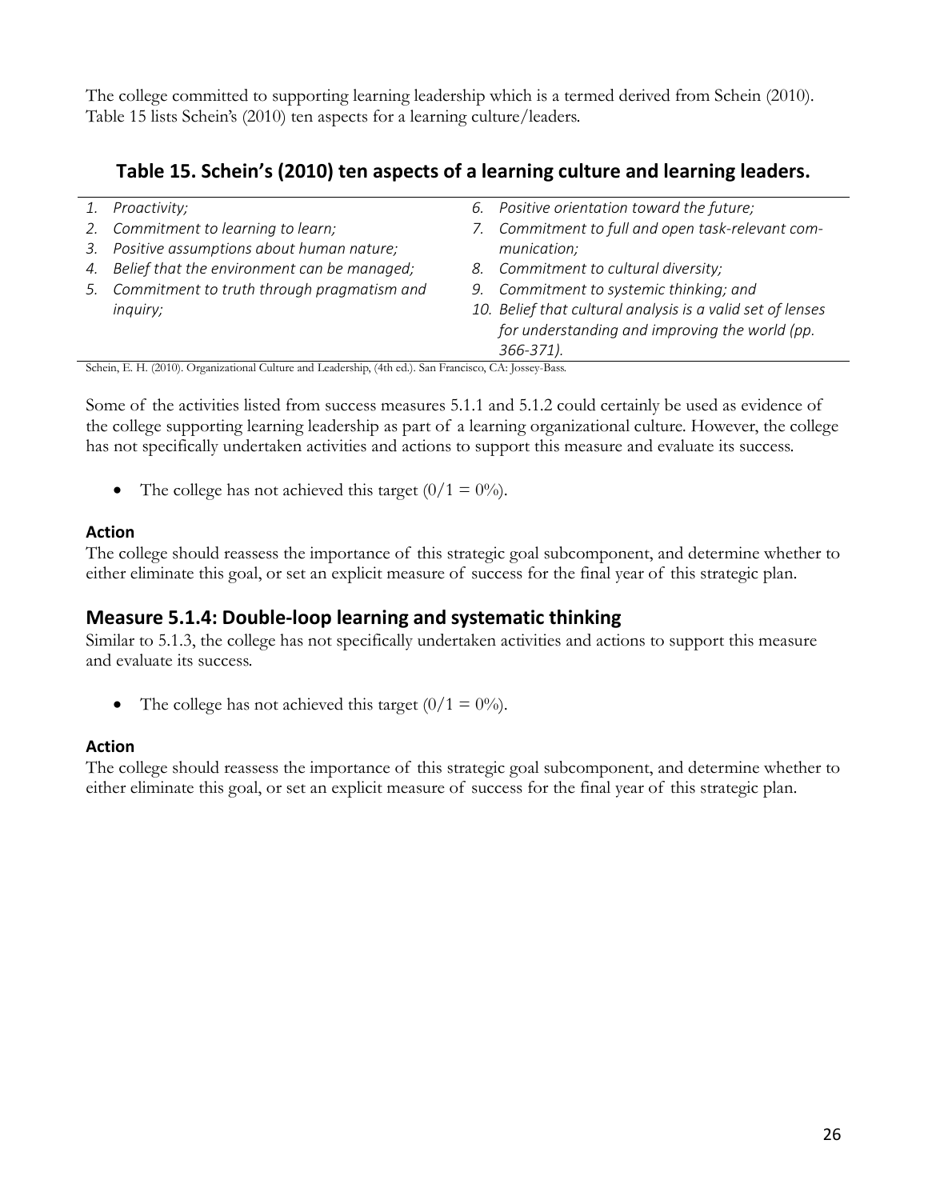The college committed to supporting learning leadership which is a termed derived from Schein (2010). Table 15 lists Schein's (2010) ten aspects for a learning culture/leaders.

## Table 15. Schein's (2010) ten aspects of a learning culture and learning leaders.

| | |
|---|---|
| *1. Proactivity;* | *6. Positive orientation toward the future;* |
| *2. Commitment to learning to learn;* | *7. Commitment to full and open task-relevant communication;* |
| *3. Positive assumptions about human nature;* | *8. Commitment to cultural diversity;* |
| *4. Belief that the environment can be managed;* | *9. Commitment to systemic thinking; and* |
| *5. Commitment to truth through pragmatism and inquiry;* | *10. Belief that cultural analysis is a valid set of lenses for understanding and improving the world (pp. 366-371).* |

Schein, E. H. (2010). Organizational Culture and Leadership, (4th ed.). San Francisco, CA: Jossey-Bass.

Some of the activities listed from success measures 5.1.1 and 5.1.2 could certainly be used as evidence of the college supporting learning leadership as part of a learning organizational culture. However, the college has not specifically undertaken activities and actions to support this measure and evaluate its success.

- The college has not achieved this target (0/1 = 0%).

**Action**

The college should reassess the importance of this strategic goal subcomponent, and determine whether to either eliminate this goal, or set an explicit measure of success for the final year of this strategic plan.

## Measure 5.1.4: Double-loop learning and systematic thinking

Similar to 5.1.3, the college has not specifically undertaken activities and actions to support this measure and evaluate its success.

- The college has not achieved this target (0/1 = 0%).

**Action**

The college should reassess the importance of this strategic goal subcomponent, and determine whether to either eliminate this goal, or set an explicit measure of success for the final year of this strategic plan.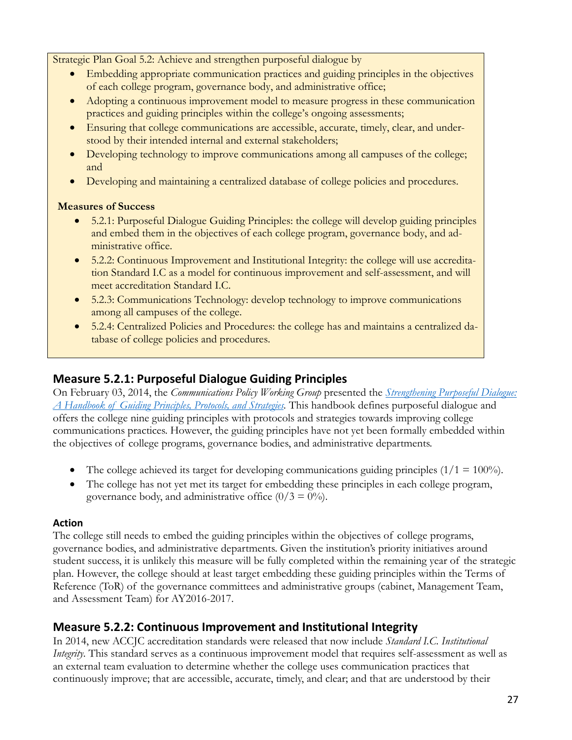Strategic Plan Goal 5.2: Achieve and strengthen purposeful dialogue by

- Embedding appropriate communication practices and guiding principles in the objectives of each college program, governance body, and administrative office;
- Adopting a continuous improvement model to measure progress in these communication practices and guiding principles within the college's ongoing assessments;
- Ensuring that college communications are accessible, accurate, timely, clear, and understood by their intended internal and external stakeholders;
- Developing technology to improve communications among all campuses of the college; and
- Developing and maintaining a centralized database of college policies and procedures.

**Measures of Success**

- 5.2.1: Purposeful Dialogue Guiding Principles: the college will develop guiding principles and embed them in the objectives of each college program, governance body, and administrative office.
- 5.2.2: Continuous Improvement and Institutional Integrity: the college will use accreditation Standard I.C as a model for continuous improvement and self-assessment, and will meet accreditation Standard I.C.
- 5.2.3: Communications Technology: develop technology to improve communications among all campuses of the college.
- 5.2.4: Centralized Policies and Procedures: the college has and maintains a centralized database of college policies and procedures.

## Measure 5.2.1: Purposeful Dialogue Guiding Principles

On February 03, 2014, the *Communications Policy Working Group* presented the *Strengthening Purposeful Dialogue: A Handbook of Guiding Principles, Protocols, and Strategies*. This handbook defines purposeful dialogue and offers the college nine guiding principles with protocols and strategies towards improving college communications practices. However, the guiding principles have not yet been formally embedded within the objectives of college programs, governance bodies, and administrative departments.

- The college achieved its target for developing communications guiding principles (1/1 = 100%).
- The college has not yet met its target for embedding these principles in each college program, governance body, and administrative office (0/3 = 0%).

### Action

The college still needs to embed the guiding principles within the objectives of college programs, governance bodies, and administrative departments. Given the institution's priority initiatives around student success, it is unlikely this measure will be fully completed within the remaining year of the strategic plan. However, the college should at least target embedding these guiding principles within the Terms of Reference (ToR) of the governance committees and administrative groups (cabinet, Management Team, and Assessment Team) for AY2016-2017.

## Measure 5.2.2: Continuous Improvement and Institutional Integrity

In 2014, new ACCJC accreditation standards were released that now include *Standard I.C. Institutional Integrity*. This standard serves as a continuous improvement model that requires self-assessment as well as an external team evaluation to determine whether the college uses communication practices that continuously improve; that are accessible, accurate, timely, and clear; and that are understood by their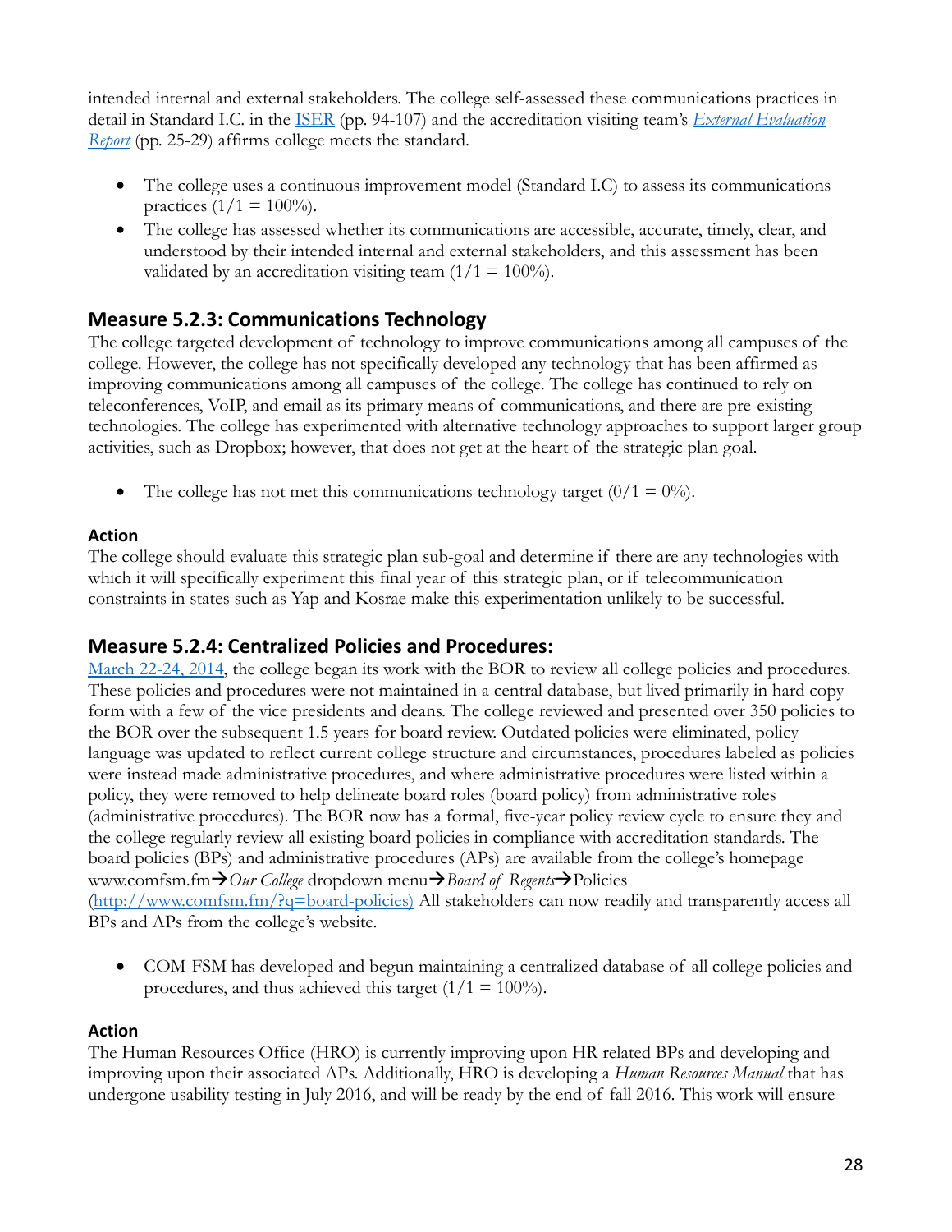intended internal and external stakeholders. The college self-assessed these communications practices in detail in Standard I.C. in the ISER (pp. 94-107) and the accreditation visiting team's *External Evaluation Report* (pp. 25-29) affirms college meets the standard.

- The college uses a continuous improvement model (Standard I.C) to assess its communications practices (1/1 = 100%).
- The college has assessed whether its communications are accessible, accurate, timely, clear, and understood by their intended internal and external stakeholders, and this assessment has been validated by an accreditation visiting team (1/1 = 100%).

## Measure 5.2.3: Communications Technology

The college targeted development of technology to improve communications among all campuses of the college. However, the college has not specifically developed any technology that has been affirmed as improving communications among all campuses of the college. The college has continued to rely on teleconferences, VoIP, and email as its primary means of communications, and there are pre-existing technologies. The college has experimented with alternative technology approaches to support larger group activities, such as Dropbox; however, that does not get at the heart of the strategic plan goal.

- The college has not met this communications technology target (0/1 = 0%).

### Action

The college should evaluate this strategic plan sub-goal and determine if there are any technologies with which it will specifically experiment this final year of this strategic plan, or if telecommunication constraints in states such as Yap and Kosrae make this experimentation unlikely to be successful.

## Measure 5.2.4: Centralized Policies and Procedures:

March 22-24, 2014, the college began its work with the BOR to review all college policies and procedures. These policies and procedures were not maintained in a central database, but lived primarily in hard copy form with a few of the vice presidents and deans. The college reviewed and presented over 350 policies to the BOR over the subsequent 1.5 years for board review. Outdated policies were eliminated, policy language was updated to reflect current college structure and circumstances, procedures labeled as policies were instead made administrative procedures, and where administrative procedures were listed within a policy, they were removed to help delineate board roles (board policy) from administrative roles (administrative procedures). The BOR now has a formal, five-year policy review cycle to ensure they and the college regularly review all existing board policies in compliance with accreditation standards. The board policies (BPs) and administrative procedures (APs) are available from the college's homepage www.comfsm.fm→*Our College* dropdown menu→*Board of Regents*→Policies (http://www.comfsm.fm/?q=board-policies) All stakeholders can now readily and transparently access all BPs and APs from the college's website.

- COM-FSM has developed and begun maintaining a centralized database of all college policies and procedures, and thus achieved this target (1/1 = 100%).

### Action

The Human Resources Office (HRO) is currently improving upon HR related BPs and developing and improving upon their associated APs. Additionally, HRO is developing a *Human Resources Manual* that has undergone usability testing in July 2016, and will be ready by the end of fall 2016. This work will ensure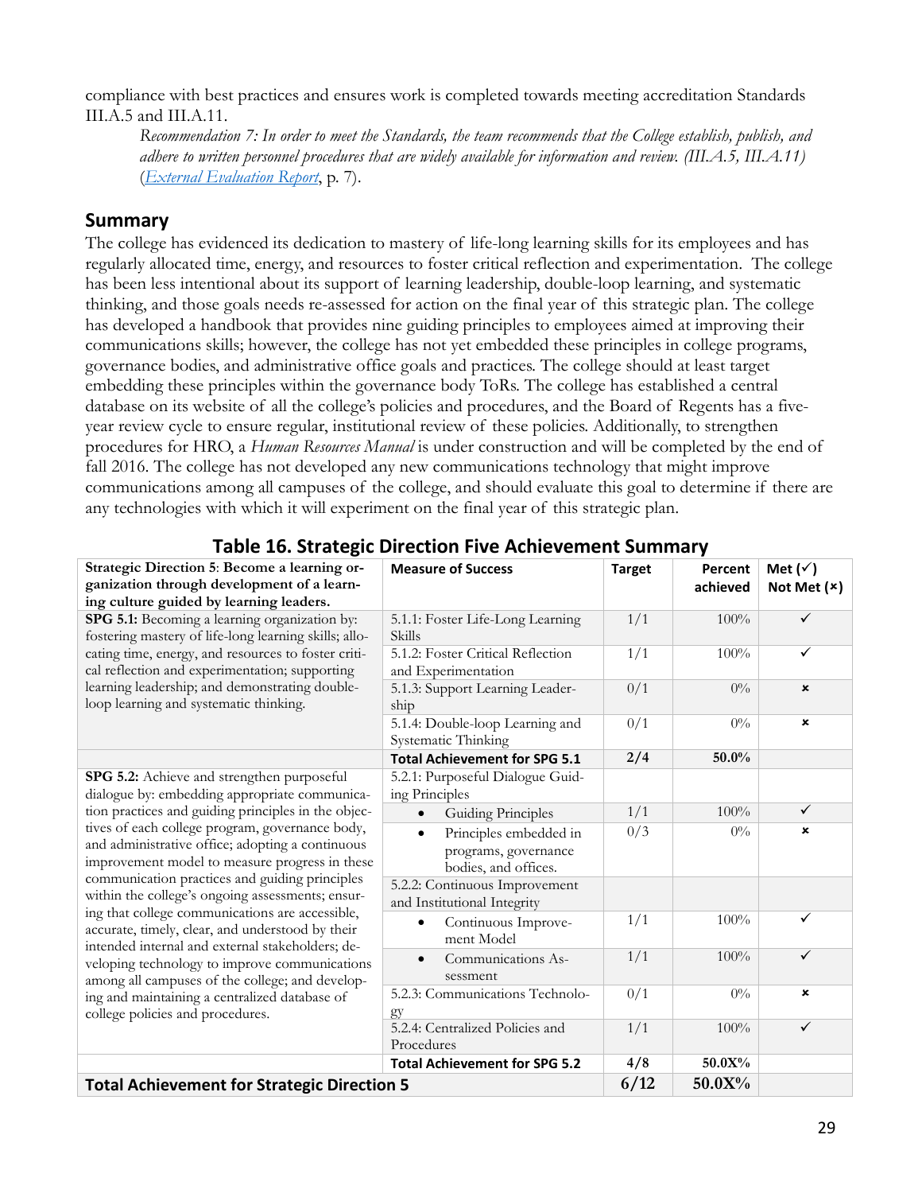compliance with best practices and ensures work is completed towards meeting accreditation Standards III.A.5 and III.A.11.

> *Recommendation 7: In order to meet the Standards, the team recommends that the College establish, publish, and adhere to written personnel procedures that are widely available for information and review. (III.A.5, III.A.11)* (*External Evaluation Report*, p. 7).

## Summary

The college has evidenced its dedication to mastery of life-long learning skills for its employees and has regularly allocated time, energy, and resources to foster critical reflection and experimentation. The college has been less intentional about its support of learning leadership, double-loop learning, and systematic thinking, and those goals needs re-assessed for action on the final year of this strategic plan. The college has developed a handbook that provides nine guiding principles to employees aimed at improving their communications skills; however, the college has not yet embedded these principles in college programs, governance bodies, and administrative office goals and practices. The college should at least target embedding these principles within the governance body ToRs. The college has established a central database on its website of all the college's policies and procedures, and the Board of Regents has a five-year review cycle to ensure regular, institutional review of these policies. Additionally, to strengthen procedures for HRO, a *Human Resources Manual* is under construction and will be completed by the end of fall 2016. The college has not developed any new communications technology that might improve communications among all campuses of the college, and should evaluate this goal to determine if there are any technologies with which it will experiment on the final year of this strategic plan.

### Table 16. Strategic Direction Five Achievement Summary

| **Strategic Direction 5**: **Become a learning organization through development of a learning culture guided by learning leaders.** | **Measure of Success** | **Target** | **Percent achieved** | **Met (✓) Not Met (×)** |
|---|---|---|---|---|
| **SPG 5.1:** Becoming a learning organization by: fostering mastery of life-long learning skills; allocating time, energy, and resources to foster critical reflection and experimentation; supporting learning leadership; and demonstrating double-loop learning and systematic thinking. | 5.1.1: Foster Life-Long Learning Skills | 1/1 | 100% | ✓ |
| | 5.1.2: Foster Critical Reflection and Experimentation | 1/1 | 100% | ✓ |
| | 5.1.3: Support Learning Leadership | 0/1 | 0% | × |
| | 5.1.4: Double-loop Learning and Systematic Thinking | 0/1 | 0% | × |
| | **Total Achievement for SPG 5.1** | **2/4** | **50.0%** | |
| **SPG 5.2:** Achieve and strengthen purposeful dialogue by: embedding appropriate communication practices and guiding principles in the objectives of each college program, governance body, and administrative office; adopting a continuous improvement model to measure progress in these communication practices and guiding principles within the college's ongoing assessments; ensuring that college communications are accessible, accurate, timely, clear, and understood by their intended internal and external stakeholders; developing technology to improve communications among all campuses of the college; and developing and maintaining a centralized database of college policies and procedures. | 5.2.1: Purposeful Dialogue Guiding Principles | | | |
| | • Guiding Principles | 1/1 | 100% | ✓ |
| | • Principles embedded in programs, governance bodies, and offices. | 0/3 | 0% | × |
| | 5.2.2: Continuous Improvement and Institutional Integrity | | | |
| | • Continuous Improvement Model | 1/1 | 100% | ✓ |
| | • Communications Assessment | 1/1 | 100% | ✓ |
| | 5.2.3: Communications Technology | 0/1 | 0% | × |
| | 5.2.4: Centralized Policies and Procedures | 1/1 | 100% | ✓ |
| | **Total Achievement for SPG 5.2** | **4/8** | **50.0X%** | |
| **Total Achievement for Strategic Direction 5** | | **6/12** | **50.0X%** | |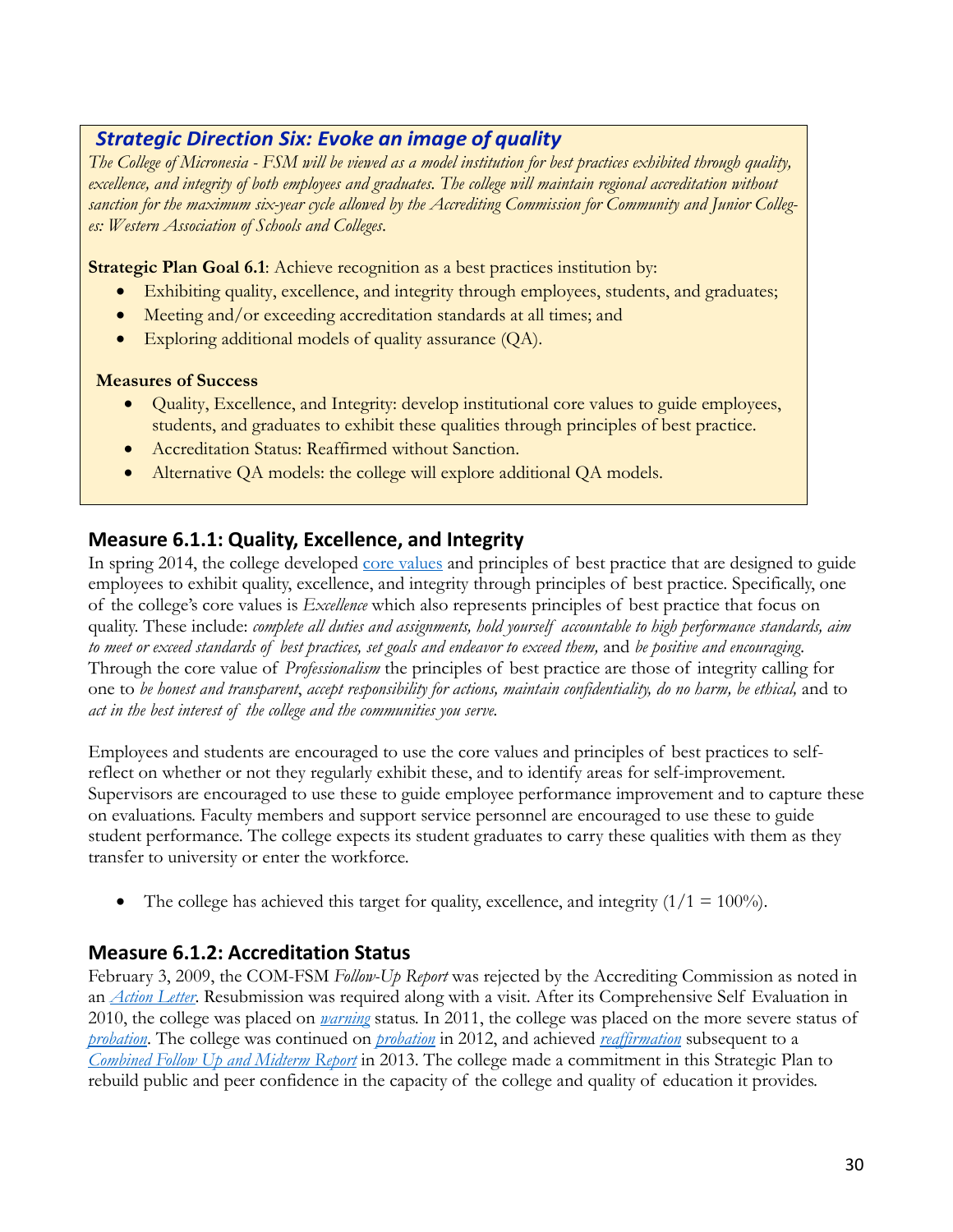## *Strategic Direction Six: Evoke an image of quality*

*The College of Micronesia - FSM will be viewed as a model institution for best practices exhibited through quality, excellence, and integrity of both employees and graduates. The college will maintain regional accreditation without sanction for the maximum six-year cycle allowed by the Accrediting Commission for Community and Junior Colleges: Western Association of Schools and Colleges.*

**Strategic Plan Goal 6.1**: Achieve recognition as a best practices institution by:

- Exhibiting quality, excellence, and integrity through employees, students, and graduates;
- Meeting and/or exceeding accreditation standards at all times; and
- Exploring additional models of quality assurance (QA).

**Measures of Success**

- Quality, Excellence, and Integrity: develop institutional core values to guide employees, students, and graduates to exhibit these qualities through principles of best practice.
- Accreditation Status: Reaffirmed without Sanction.
- Alternative QA models: the college will explore additional QA models.

### Measure 6.1.1: Quality, Excellence, and Integrity

In spring 2014, the college developed core values and principles of best practice that are designed to guide employees to exhibit quality, excellence, and integrity through principles of best practice. Specifically, one of the college's core values is *Excellence* which also represents principles of best practice that focus on quality. These include: *complete all duties and assignments, hold yourself accountable to high performance standards, aim to meet or exceed standards of best practices, set goals and endeavor to exceed them,* and *be positive and encouraging*. Through the core value of *Professionalism* the principles of best practice are those of integrity calling for one to *be honest and transparent*, *accept responsibility for actions, maintain confidentiality, do no harm, be ethical,* and to *act in the best interest of the college and the communities you serve.*

Employees and students are encouraged to use the core values and principles of best practices to self-reflect on whether or not they regularly exhibit these, and to identify areas for self-improvement. Supervisors are encouraged to use these to guide employee performance improvement and to capture these on evaluations. Faculty members and support service personnel are encouraged to use these to guide student performance. The college expects its student graduates to carry these qualities with them as they transfer to university or enter the workforce.

- The college has achieved this target for quality, excellence, and integrity (1/1 = 100%).

### Measure 6.1.2: Accreditation Status

February 3, 2009, the COM-FSM *Follow-Up Report* was rejected by the Accrediting Commission as noted in an *Action Letter*. Resubmission was required along with a visit. After its Comprehensive Self Evaluation in 2010, the college was placed on *warning* status. In 2011, the college was placed on the more severe status of *probation*. The college was continued on *probation* in 2012, and achieved *reaffirmation* subsequent to a *Combined Follow Up and Midterm Report* in 2013. The college made a commitment in this Strategic Plan to rebuild public and peer confidence in the capacity of the college and quality of education it provides.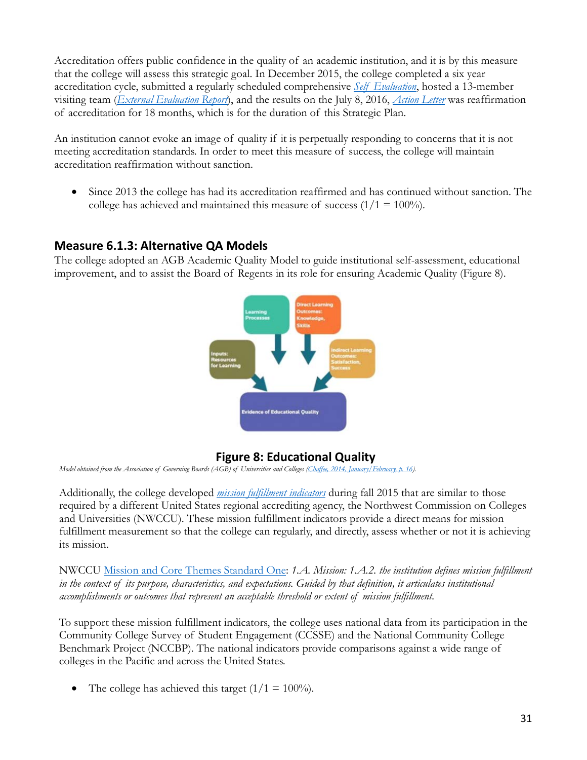Accreditation offers public confidence in the quality of an academic institution, and it is by this measure that the college will assess this strategic goal. In December 2015, the college completed a six year accreditation cycle, submitted a regularly scheduled comprehensive *Self Evaluation*, hosted a 13-member visiting team (*External Evaluation Report*), and the results on the July 8, 2016, *Action Letter* was reaffirmation of accreditation for 18 months, which is for the duration of this Strategic Plan.

An institution cannot evoke an image of quality if it is perpetually responding to concerns that it is not meeting accreditation standards. In order to meet this measure of success, the college will maintain accreditation reaffirmation without sanction.

- Since 2013 the college has had its accreditation reaffirmed and has continued without sanction. The college has achieved and maintained this measure of success (1/1 = 100%).

### Measure 6.1.3: Alternative QA Models

The college adopted an AGB Academic Quality Model to guide institutional self-assessment, educational improvement, and to assist the Board of Regents in its role for ensuring Academic Quality (Figure 8).

**Figure 8: Educational Quality**

*Model obtained from the Association of Governing Boards (AGB) of Universities and Colleges (Chaffee, 2014, January/February, p. 16).*

Additionally, the college developed ***mission fulfillment indicators*** during fall 2015 that are similar to those required by a different United States regional accrediting agency, the Northwest Commission on Colleges and Universities (NWCCU). These mission fulfillment indicators provide a direct means for mission fulfillment measurement so that the college can regularly, and directly, assess whether or not it is achieving its mission.

NWCCU Mission and Core Themes Standard One: *1.A. Mission: 1.A.2. the institution defines mission fulfillment in the context of its purpose, characteristics, and expectations. Guided by that definition, it articulates institutional accomplishments or outcomes that represent an acceptable threshold or extent of mission fulfillment.*

To support these mission fulfillment indicators, the college uses national data from its participation in the Community College Survey of Student Engagement (CCSSE) and the National Community College Benchmark Project (NCCBP). The national indicators provide comparisons against a wide range of colleges in the Pacific and across the United States.

- The college has achieved this target (1/1 = 100%).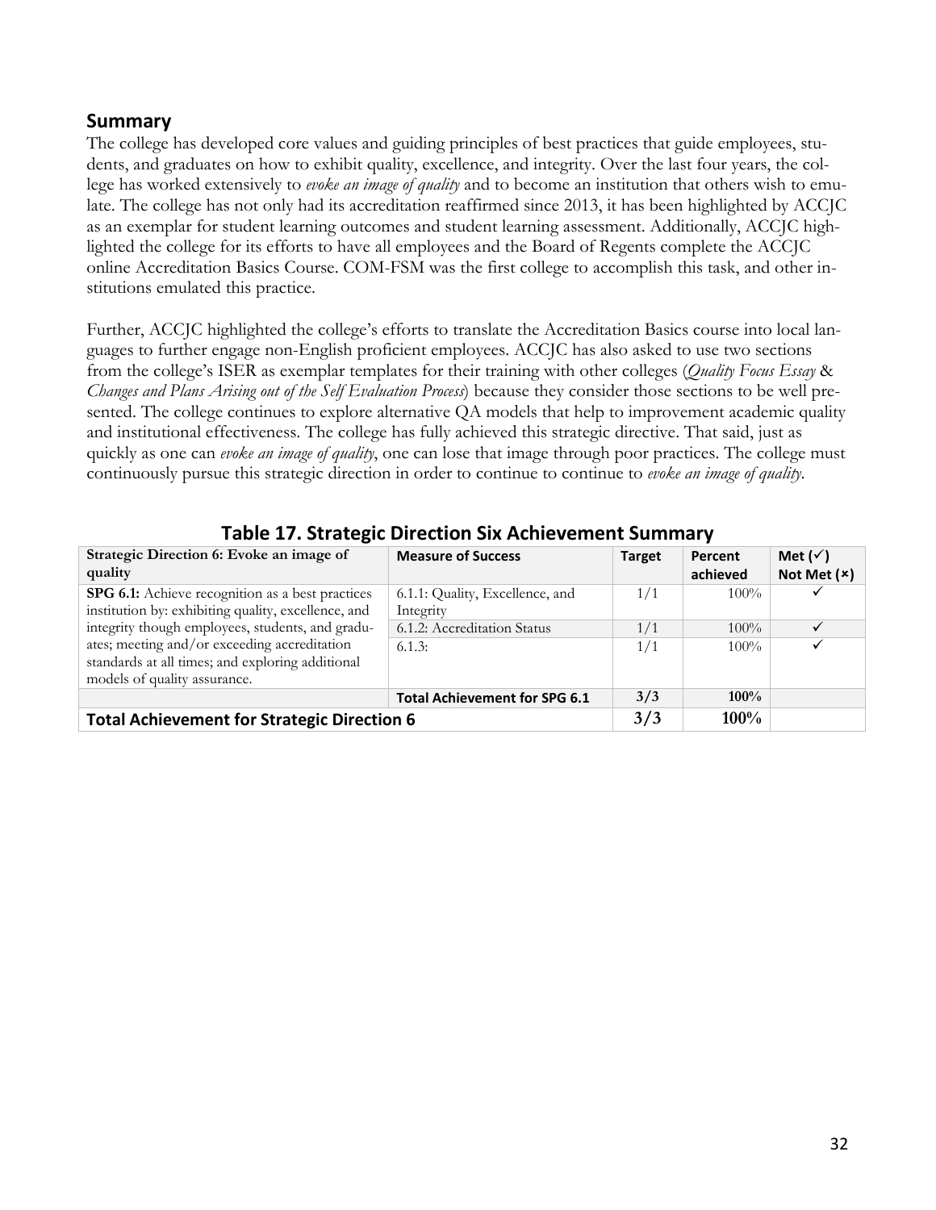## Summary

The college has developed core values and guiding principles of best practices that guide employees, students, and graduates on how to exhibit quality, excellence, and integrity. Over the last four years, the college has worked extensively to *evoke an image of quality* and to become an institution that others wish to emulate. The college has not only had its accreditation reaffirmed since 2013, it has been highlighted by ACCJC as an exemplar for student learning outcomes and student learning assessment. Additionally, ACCJC highlighted the college for its efforts to have all employees and the Board of Regents complete the ACCJC online Accreditation Basics Course. COM-FSM was the first college to accomplish this task, and other institutions emulated this practice.

Further, ACCJC highlighted the college's efforts to translate the Accreditation Basics course into local languages to further engage non-English proficient employees. ACCJC has also asked to use two sections from the college's ISER as exemplar templates for their training with other colleges (*Quality Focus Essay* & *Changes and Plans Arising out of the Self Evaluation Process*) because they consider those sections to be well presented. The college continues to explore alternative QA models that help to improvement academic quality and institutional effectiveness. The college has fully achieved this strategic directive. That said, just as quickly as one can *evoke an image of quality*, one can lose that image through poor practices. The college must continuously pursue this strategic direction in order to continue to continue to *evoke an image of quality*.

### Table 17. Strategic Direction Six Achievement Summary

| Strategic Direction 6: Evoke an image of quality | Measure of Success | Target | Percent achieved | Met (✓) Not Met (×) |
|---|---|---|---|---|
| **SPG 6.1:** Achieve recognition as a best practices institution by: exhibiting quality, excellence, and integrity though employees, students, and graduates; meeting and/or exceeding accreditation standards at all times; and exploring additional models of quality assurance. | 6.1.1: Quality, Excellence, and Integrity | 1/1 | 100% | ✓ |
| | 6.1.2: Accreditation Status | 1/1 | 100% | ✓ |
| | 6.1.3: | 1/1 | 100% | ✓ |
| | **Total Achievement for SPG 6.1** | **3/3** | **100%** | |
| **Total Achievement for Strategic Direction 6** | | **3/3** | **100%** | |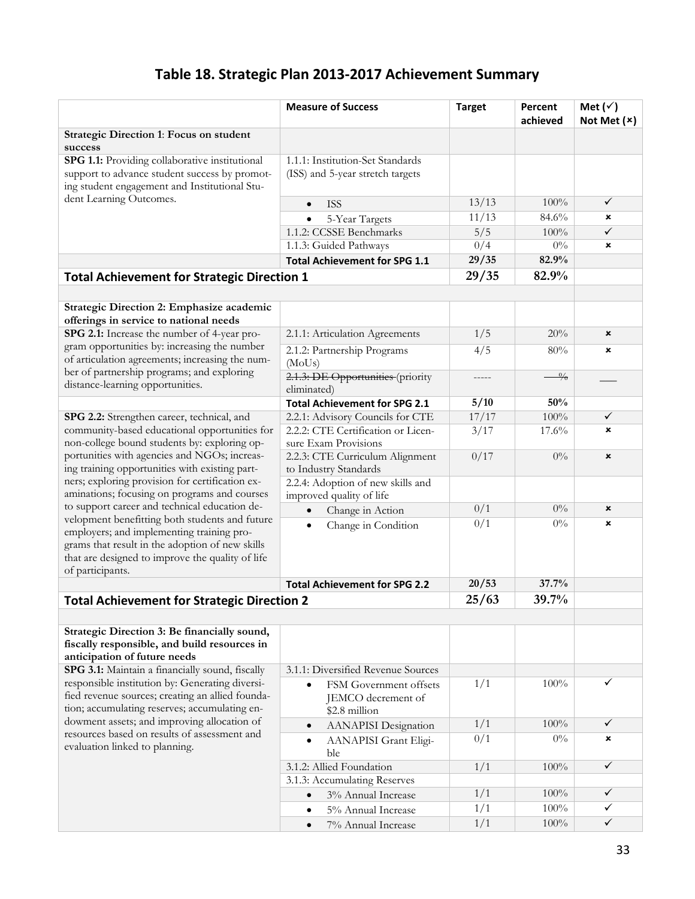## Table 18. Strategic Plan 2013-2017 Achievement Summary

| | Measure of Success | Target | Percent achieved | Met (✓) Not Met (×) |
|---|---|---|---|---|
| **Strategic Direction 1**: **Focus on student success** | | | | |
| **SPG 1.1:** Providing collaborative institutional support to advance student success by promoting student engagement and Institutional Student Learning Outcomes. | 1.1.1: Institution-Set Standards (ISS) and 5-year stretch targets | | | |
| | • ISS | 13/13 | 100% | ✓ |
| | • 5-Year Targets | 11/13 | 84.6% | × |
| | 1.1.2: CCSSE Benchmarks | 5/5 | 100% | ✓ |
| | 1.1.3: Guided Pathways | 0/4 | 0% | × |
| | **Total Achievement for SPG 1.1** | **29/35** | **82.9%** | |
| **Total Achievement for Strategic Direction 1** | | **29/35** | **82.9%** | |
| | | | | |
| **Strategic Direction 2: Emphasize academic offerings in service to national needs** | | | | |
| **SPG 2.1:** Increase the number of 4-year program opportunities by: increasing the number of articulation agreements; increasing the number of partnership programs; and exploring distance-learning opportunities. | 2.1.1: Articulation Agreements | 1/5 | 20% | × |
| | 2.1.2: Partnership Programs (MoUs) | 4/5 | 80% | × |
| | ~~2.1.3: DE Opportunities~~ (priority eliminated) | ----- | ~~—%~~ | ___ |
| | **Total Achievement for SPG 2.1** | **5/10** | **50%** | |
| **SPG 2.2:** Strengthen career, technical, and community-based educational opportunities for non-college bound students by: exploring opportunities with agencies and NGOs; increasing training opportunities with existing partners; exploring provision for certification examinations; focusing on programs and courses to support career and technical education development benefitting both students and future employers; and implementing training programs that result in the adoption of new skills that are designed to improve the quality of life of participants. | 2.2.1: Advisory Councils for CTE | 17/17 | 100% | ✓ |
| | 2.2.2: CTE Certification or Licensure Exam Provisions | 3/17 | 17.6% | × |
| | 2.2.3: CTE Curriculum Alignment to Industry Standards | 0/17 | 0% | × |
| | 2.2.4: Adoption of new skills and improved quality of life | | | |
| | • Change in Action | 0/1 | 0% | × |
| | • Change in Condition | 0/1 | 0% | × |
| | **Total Achievement for SPG 2.2** | **20/53** | **37.7%** | |
| **Total Achievement for Strategic Direction 2** | | **25/63** | **39.7%** | |
| | | | | |
| **Strategic Direction 3: Be financially sound, fiscally responsible, and build resources in anticipation of future needs** | | | | |
| **SPG 3.1:** Maintain a financially sound, fiscally responsible institution by: Generating diversified revenue sources; creating an allied foundation; accumulating reserves; accumulating endowment assets; and improving allocation of resources based on results of assessment and evaluation linked to planning. | 3.1.1: Diversified Revenue Sources | | | |
| | • FSM Government offsets JEMCO decrement of $2.8 million | 1/1 | 100% | ✓ |
| | • AANAPISI Designation | 1/1 | 100% | ✓ |
| | • AANAPISI Grant Eligible | 0/1 | 0% | × |
| | 3.1.2: Allied Foundation | 1/1 | 100% | ✓ |
| | 3.1.3: Accumulating Reserves | | | |
| | • 3% Annual Increase | 1/1 | 100% | ✓ |
| | • 5% Annual Increase | 1/1 | 100% | ✓ |
| | • 7% Annual Increase | 1/1 | 100% | ✓ |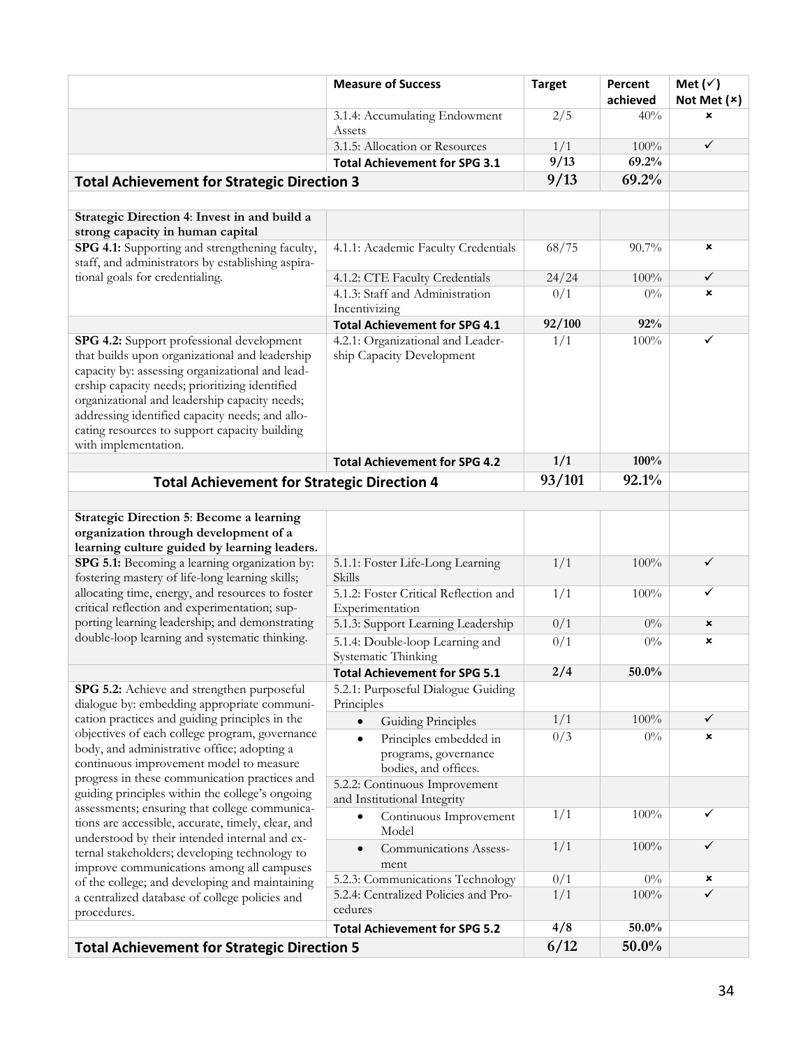| | Measure of Success | Target | Percent achieved | Met (✓) Not Met (×) |
|---|---|---|---|---|
| | 3.1.4: Accumulating Endowment Assets | 2/5 | 40% | × |
| | 3.1.5: Allocation or Resources | 1/1 | 100% | ✓ |
| | **Total Achievement for SPG 3.1** | **9/13** | **69.2%** | |
| **Total Achievement for Strategic Direction 3** | | **9/13** | **69.2%** | |
| | | | | |
| **Strategic Direction 4**: **Invest in and build a strong capacity in human capital** | | | | |
| **SPG 4.1:** Supporting and strengthening faculty, staff, and administrators by establishing aspirational goals for credentialing. | 4.1.1: Academic Faculty Credentials | 68/75 | 90.7% | × |
| | 4.1.2: CTE Faculty Credentials | 24/24 | 100% | ✓ |
| | 4.1.3: Staff and Administration Incentivizing | 0/1 | 0% | × |
| | **Total Achievement for SPG 4.1** | **92/100** | **92%** | |
| **SPG 4.2:** Support professional development that builds upon organizational and leadership capacity by: assessing organizational and leadership capacity needs; prioritizing identified organizational and leadership capacity needs; addressing identified capacity needs; and allocating resources to support capacity building with implementation. | 4.2.1: Organizational and Leadership Capacity Development | 1/1 | 100% | ✓ |
| | **Total Achievement for SPG 4.2** | **1/1** | **100%** | |
| **Total Achievement for Strategic Direction 4** | | **93/101** | **92.1%** | |
| | | | | |
| **Strategic Direction 5**: **Become a learning organization through development of a learning culture guided by learning leaders.** | | | | |
| **SPG 5.1:** Becoming a learning organization by: fostering mastery of life-long learning skills; allocating time, energy, and resources to foster critical reflection and experimentation; supporting learning leadership; and demonstrating double-loop learning and systematic thinking. | 5.1.1: Foster Life-Long Learning Skills | 1/1 | 100% | ✓ |
| | 5.1.2: Foster Critical Reflection and Experimentation | 1/1 | 100% | ✓ |
| | 5.1.3: Support Learning Leadership | 0/1 | 0% | × |
| | 5.1.4: Double-loop Learning and Systematic Thinking | 0/1 | 0% | × |
| | **Total Achievement for SPG 5.1** | **2/4** | **50.0%** | |
| **SPG 5.2:** Achieve and strengthen purposeful dialogue by: embedding appropriate communication practices and guiding principles in the objectives of each college program, governance body, and administrative office; adopting a continuous improvement model to measure progress in these communication practices and guiding principles within the college's ongoing assessments; ensuring that college communications are accessible, accurate, timely, clear, and understood by their intended internal and external stakeholders; developing technology to improve communications among all campuses of the college; and developing and maintaining a centralized database of college policies and procedures. | 5.2.1: Purposeful Dialogue Guiding Principles | | | |
| | • Guiding Principles | 1/1 | 100% | ✓ |
| | • Principles embedded in programs, governance bodies, and offices. | 0/3 | 0% | × |
| | 5.2.2: Continuous Improvement and Institutional Integrity | | | |
| | • Continuous Improvement Model | 1/1 | 100% | ✓ |
| | • Communications Assessment | 1/1 | 100% | ✓ |
| | 5.2.3: Communications Technology | 0/1 | 0% | × |
| | 5.2.4: Centralized Policies and Procedures | 1/1 | 100% | ✓ |
| | **Total Achievement for SPG 5.2** | **4/8** | **50.0%** | |
| **Total Achievement for Strategic Direction 5** | | **6/12** | **50.0%** | |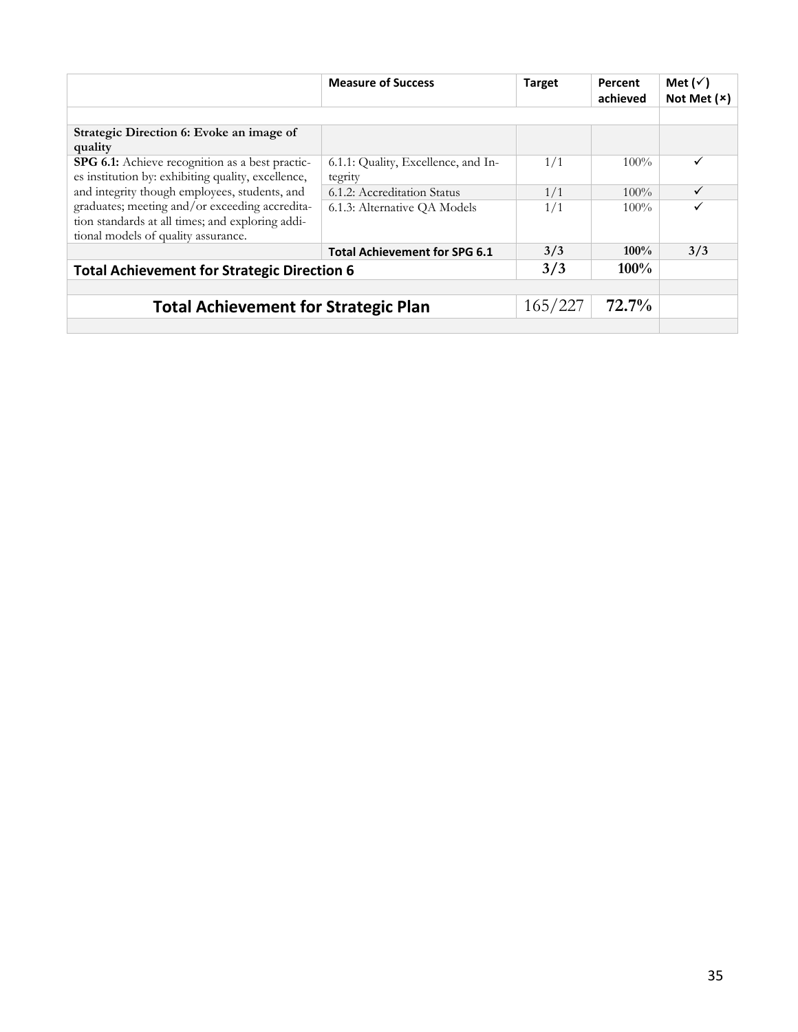| | Measure of Success | Target | Percent achieved | Met (✓) Not Met (×) |
|---|---|---|---|---|
| | | | | |
| **Strategic Direction 6: Evoke an image of quality** | | | | |
| **SPG 6.1:** Achieve recognition as a best practices institution by: exhibiting quality, excellence, and integrity though employees, students, and graduates; meeting and/or exceeding accreditation standards at all times; and exploring additional models of quality assurance. | 6.1.1: Quality, Excellence, and Integrity | 1/1 | 100% | ✓ |
| | 6.1.2: Accreditation Status | 1/1 | 100% | ✓ |
| | 6.1.3: Alternative QA Models | 1/1 | 100% | ✓ |
| | **Total Achievement for SPG 6.1** | **3/3** | **100%** | **3/3** |
| **Total Achievement for Strategic Direction 6** | | **3/3** | **100%** | |
| | | | | |
| **Total Achievement for Strategic Plan** | | 165/227 | **72.7%** | |
| | | | | |